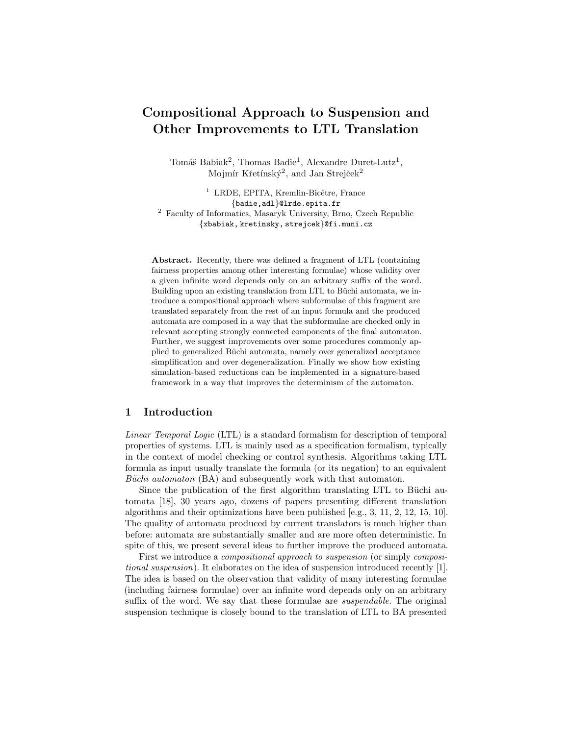# Compositional Approach to Suspension and Other Improvements to LTL Translation

Tomáš Babiak[2], Thomas Badie[1], Alexandre Duret-Lutz[1], Mojmír Křetínský[2], and Jan Strejček[2]

[1] LRDE, EPITA, Kremlin-Bicêtre, France
{badie,adl}@lrde.epita.fr

[2] Faculty of Informatics, Masaryk University, Brno, Czech Republic
{xbabiak, kretinsky, strejcek}@fi.muni.cz

**Abstract.** Recently, there was defined a fragment of LTL (containing fairness properties among other interesting formulae) whose validity over a given infinite word depends only on an arbitrary suffix of the word. Building upon an existing translation from LTL to Büchi automata, we introduce a compositional approach where subformulae of this fragment are translated separately from the rest of an input formula and the produced automata are composed in a way that the subformulae are checked only in relevant accepting strongly connected components of the final automaton. Further, we suggest improvements over some procedures commonly applied to generalized Büchi automata, namely over generalized acceptance simplification and over degeneralization. Finally we show how existing simulation-based reductions can be implemented in a signature-based framework in a way that improves the determinism of the automaton.

## 1 Introduction

*Linear Temporal Logic* (LTL) is a standard formalism for description of temporal properties of systems. LTL is mainly used as a specification formalism, typically in the context of model checking or control synthesis. Algorithms taking LTL formula as input usually translate the formula (or its negation) to an equivalent *Büchi automaton* (BA) and subsequently work with that automaton.

Since the publication of the first algorithm translating LTL to Büchi automata [18], 30 years ago, dozens of papers presenting different translation algorithms and their optimizations have been published [e.g., 3, 11, 2, 12, 15, 10]. The quality of automata produced by current translators is much higher than before: automata are substantially smaller and are more often deterministic. In spite of this, we present several ideas to further improve the produced automata.

First we introduce a *compositional approach to suspension* (or simply *compositional suspension*). It elaborates on the idea of suspension introduced recently [1]. The idea is based on the observation that validity of many interesting formulae (including fairness formulae) over an infinite word depends only on an arbitrary suffix of the word. We say that these formulae are *suspendable*. The original suspension technique is closely bound to the translation of LTL to BA presented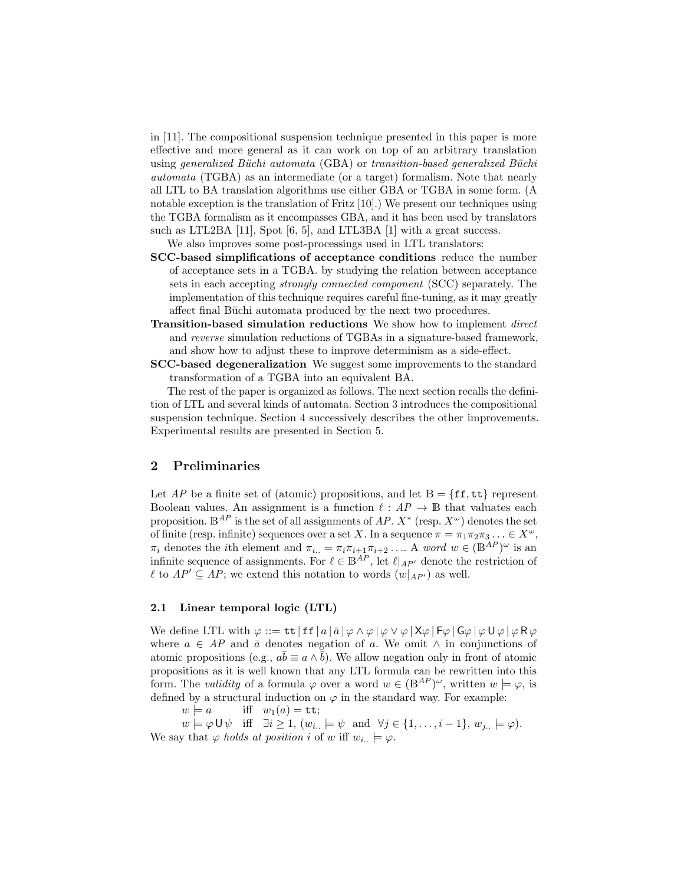in [11]. The compositional suspension technique presented in this paper is more effective and more general as it can work on top of an arbitrary translation using *generalized Büchi automata* (GBA) or *transition-based generalized Büchi automata* (TGBA) as an intermediate (or a target) formalism. Note that nearly all LTL to BA translation algorithms use either GBA or TGBA in some form. (A notable exception is the translation of Fritz [10].) We present our techniques using the TGBA formalism as it encompasses GBA, and it has been used by translators such as LTL2BA [11], Spot [6, 5], and LTL3BA [1] with a great success.

We also improves some post-processings used in LTL translators:

**SCC-based simplifications of acceptance conditions** reduce the number of acceptance sets in a TGBA. by studying the relation between acceptance sets in each accepting *strongly connected component* (SCC) separately. The implementation of this technique requires careful fine-tuning, as it may greatly affect final Büchi automata produced by the next two procedures.

**Transition-based simulation reductions** We show how to implement *direct* and *reverse* simulation reductions of TGBAs in a signature-based framework, and show how to adjust these to improve determinism as a side-effect.

**SCC-based degeneralization** We suggest some improvements to the standard transformation of a TGBA into an equivalent BA.

The rest of the paper is organized as follows. The next section recalls the definition of LTL and several kinds of automata. Section 3 introduces the compositional suspension technique. Section 4 successively describes the other improvements. Experimental results are presented in Section 5.

## 2 Preliminaries

Let $AP$ be a finite set of (atomic) propositions, and let $\mathbb{B} = \{\mathtt{ff}, \mathtt{tt}\}$ represent Boolean values. An assignment is a function $\ell : AP \to \mathbb{B}$ that valuates each proposition. $\mathbb{B}^{AP}$ is the set of all assignments of $AP$. $X^*$ (resp. $X^\omega$) denotes the set of finite (resp. infinite) sequences over a set $X$. In a sequence $\pi = \pi_1\pi_2\pi_3 \ldots \in X^\omega$, $\pi_i$ denotes the $i$th element and $\pi_{i..} = \pi_i\pi_{i+1}\pi_{i+2}\ldots$. A *word* $w \in (\mathbb{B}^{AP})^\omega$ is an infinite sequence of assignments. For $\ell \in \mathbb{B}^{AP}$, let $\ell|_{AP'}$ denote the restriction of $\ell$ to $AP' \subseteq AP$; we extend this notation to words ($w|_{AP'}$) as well.

### 2.1 Linear temporal logic (LTL)

We define LTL with $\varphi ::= \mathtt{tt} \,|\, \mathtt{ff} \,|\, a \,|\, \bar{a} \,|\, \varphi \wedge \varphi \,|\, \varphi \vee \varphi \,|\, \mathsf{X}\varphi \,|\, \mathsf{F}\varphi \,|\, \mathsf{G}\varphi \,|\, \varphi \mathbin{\mathsf{U}} \varphi \,|\, \varphi \mathbin{\mathsf{R}} \varphi$ where $a \in AP$ and $\bar{a}$ denotes negation of $a$. We omit $\wedge$ in conjunctions of atomic propositions (e.g., $a\bar{b} \equiv a \wedge \bar{b}$). We allow negation only in front of atomic propositions as it is well known that any LTL formula can be rewritten into this form. The *validity* of a formula $\varphi$ over a word $w \in (\mathbb{B}^{AP})^\omega$, written $w \models \varphi$, is defined by a structural induction on $\varphi$ in the standard way. For example:

$w \models a$ iff $w_1(a) = \mathtt{tt}$;

$w \models \varphi \mathbin{\mathsf{U}} \psi$ iff $\exists i \geq 1$, ($w_{i..} \models \psi$ and $\forall j \in \{1, \ldots, i-1\}$, $w_{j..} \models \varphi$).

We say that $\varphi$ *holds at position* $i$ of $w$ iff $w_{i..} \models \varphi$.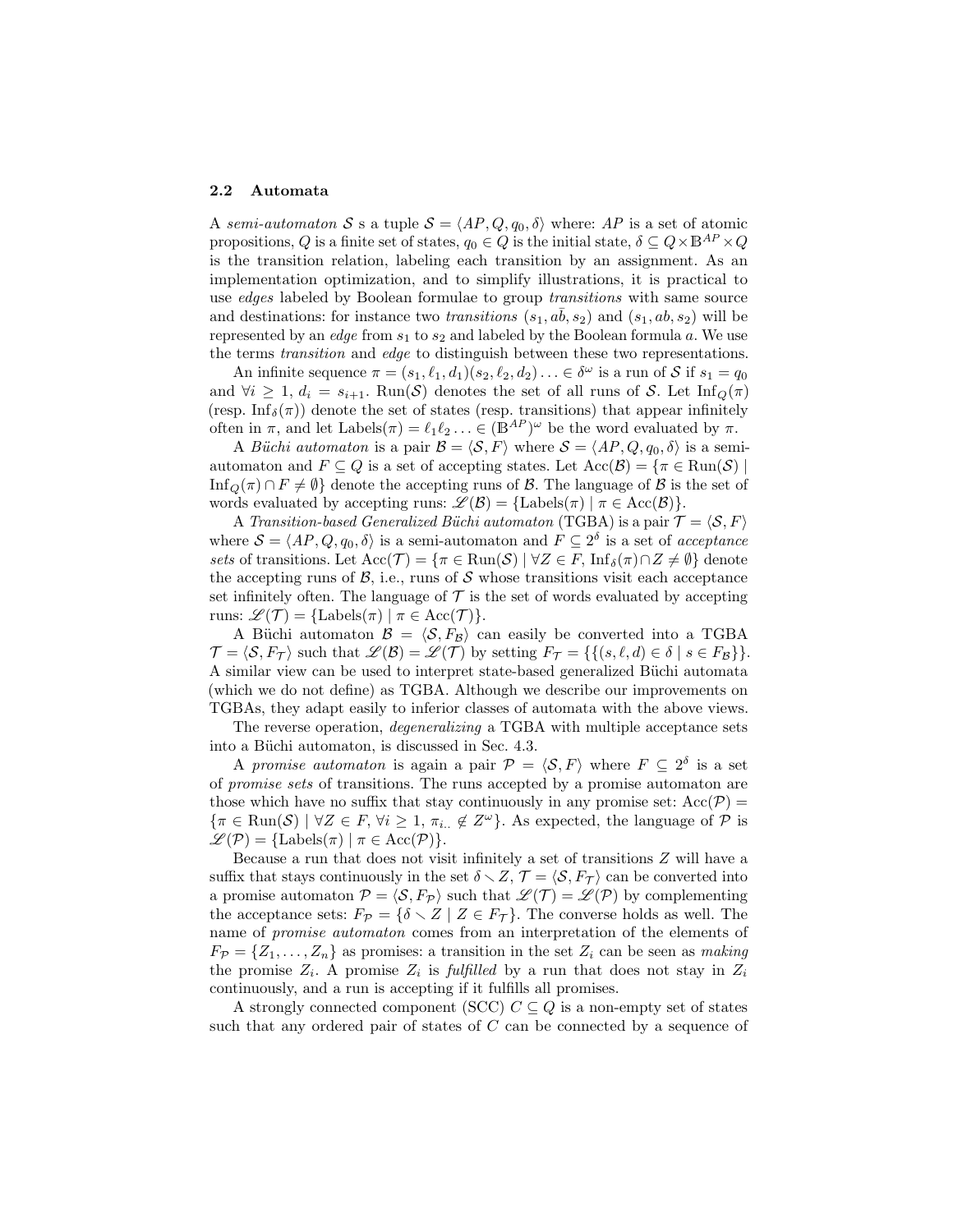### 2.2 Automata

A *semi-automaton* $\mathcal{S}$ s a tuple $\mathcal{S} = \langle AP, Q, q_0, \delta \rangle$ where: $AP$ is a set of atomic propositions, $Q$ is a finite set of states, $q_0 \in Q$ is the initial state, $\delta \subseteq Q \times \mathbb{B}^{AP} \times Q$ is the transition relation, labeling each transition by an assignment. As an implementation optimization, and to simplify illustrations, it is practical to use *edges* labeled by Boolean formulae to group *transitions* with same source and destinations: for instance two *transitions* $(s_1, a\bar{b}, s_2)$ and $(s_1, ab, s_2)$ will be represented by an *edge* from $s_1$ to $s_2$ and labeled by the Boolean formula $a$. We use the terms *transition* and *edge* to distinguish between these two representations.

An infinite sequence $\pi = (s_1, \ell_1, d_1)(s_2, \ell_2, d_2) \ldots \in \delta^\omega$ is a run of $\mathcal{S}$ if $s_1 = q_0$ and $\forall i \geq 1$, $d_i = s_{i+1}$. $\mathrm{Run}(\mathcal{S})$ denotes the set of all runs of $\mathcal{S}$. Let $\mathrm{Inf}_Q(\pi)$ (resp. $\mathrm{Inf}_\delta(\pi)$) denote the set of states (resp. transitions) that appear infinitely often in $\pi$, and let $\mathrm{Labels}(\pi) = \ell_1 \ell_2 \ldots \in (\mathbb{B}^{AP})^\omega$ be the word evaluated by $\pi$.

A *Büchi automaton* is a pair $\mathcal{B} = \langle \mathcal{S}, F \rangle$ where $\mathcal{S} = \langle AP, Q, q_0, \delta \rangle$ is a semi-automaton and $F \subseteq Q$ is a set of accepting states. Let $\mathrm{Acc}(\mathcal{B}) = \{\pi \in \mathrm{Run}(\mathcal{S}) \mid \mathrm{Inf}_Q(\pi) \cap F \neq \emptyset\}$ denote the accepting runs of $\mathcal{B}$. The language of $\mathcal{B}$ is the set of words evaluated by accepting runs: $\mathscr{L}(\mathcal{B}) = \{\mathrm{Labels}(\pi) \mid \pi \in \mathrm{Acc}(\mathcal{B})\}$.

A *Transition-based Generalized Büchi automaton* (TGBA) is a pair $\mathcal{T} = \langle \mathcal{S}, F \rangle$ where $\mathcal{S} = \langle AP, Q, q_0, \delta \rangle$ is a semi-automaton and $F \subseteq 2^\delta$ is a set of *acceptance sets* of transitions. Let $\mathrm{Acc}(\mathcal{T}) = \{\pi \in \mathrm{Run}(\mathcal{S}) \mid \forall Z \in F, \mathrm{Inf}_\delta(\pi) \cap Z \neq \emptyset\}$ denote the accepting runs of $\mathcal{B}$, i.e., runs of $\mathcal{S}$ whose transitions visit each acceptance set infinitely often. The language of $\mathcal{T}$ is the set of words evaluated by accepting runs: $\mathscr{L}(\mathcal{T}) = \{\mathrm{Labels}(\pi) \mid \pi \in \mathrm{Acc}(\mathcal{T})\}$.

A Büchi automaton $\mathcal{B} = \langle \mathcal{S}, F_\mathcal{B} \rangle$ can easily be converted into a TGBA $\mathcal{T} = \langle \mathcal{S}, F_\mathcal{T} \rangle$ such that $\mathscr{L}(\mathcal{B}) = \mathscr{L}(\mathcal{T})$ by setting $F_\mathcal{T} = \{\{(s, \ell, d) \in \delta \mid s \in F_\mathcal{B}\}\}$. A similar view can be used to interpret state-based generalized Büchi automata (which we do not define) as TGBA. Although we describe our improvements on TGBAs, they adapt easily to inferior classes of automata with the above views.

The reverse operation, *degeneralizing* a TGBA with multiple acceptance sets into a Büchi automaton, is discussed in Sec. 4.3.

A *promise automaton* is again a pair $\mathcal{P} = \langle \mathcal{S}, F \rangle$ where $F \subseteq 2^\delta$ is a set of *promise sets* of transitions. The runs accepted by a promise automaton are those which have no suffix that stay continuously in any promise set: $\mathrm{Acc}(\mathcal{P}) = \{\pi \in \mathrm{Run}(\mathcal{S}) \mid \forall Z \in F, \forall i \geq 1, \pi_{i..} \notin Z^\omega\}$. As expected, the language of $\mathcal{P}$ is $\mathscr{L}(\mathcal{P}) = \{\mathrm{Labels}(\pi) \mid \pi \in \mathrm{Acc}(\mathcal{P})\}$.

Because a run that does not visit infinitely a set of transitions $Z$ will have a suffix that stays continuously in the set $\delta \setminus Z$, $\mathcal{T} = \langle \mathcal{S}, F_\mathcal{T} \rangle$ can be converted into a promise automaton $\mathcal{P} = \langle \mathcal{S}, F_\mathcal{P} \rangle$ such that $\mathscr{L}(\mathcal{T}) = \mathscr{L}(\mathcal{P})$ by complementing the acceptance sets: $F_\mathcal{P} = \{\delta \setminus Z \mid Z \in F_\mathcal{T}\}$. The converse holds as well. The name of *promise automaton* comes from an interpretation of the elements of $F_\mathcal{P} = \{Z_1, \ldots, Z_n\}$ as promises: a transition in the set $Z_i$ can be seen as *making* the promise $Z_i$. A promise $Z_i$ is *fulfilled* by a run that does not stay in $Z_i$ continuously, and a run is accepting if it fulfills all promises.

A strongly connected component (SCC) $C \subseteq Q$ is a non-empty set of states such that any ordered pair of states of $C$ can be connected by a sequence of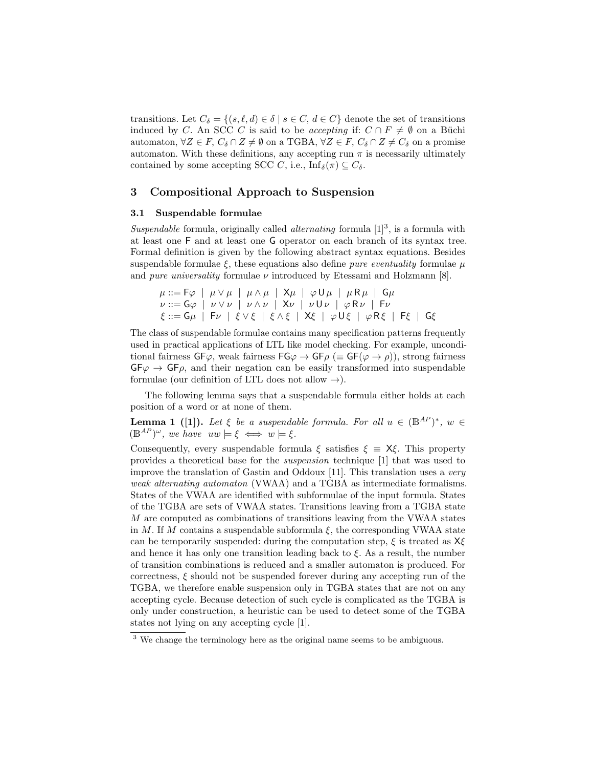transitions. Let $C_\delta = \{(s, \ell, d) \in \delta \mid s \in C, d \in C\}$ denote the set of transitions induced by $C$. An SCC $C$ is said to be *accepting* if: $C \cap F \neq \emptyset$ on a Büchi automaton, $\forall Z \in F$, $C_\delta \cap Z \neq \emptyset$ on a TGBA, $\forall Z \in F$, $C_\delta \cap Z \neq C_\delta$ on a promise automaton. With these definitions, any accepting run $\pi$ is necessarily ultimately contained by some accepting SCC $C$, i.e., $\mathrm{Inf}_\delta(\pi) \subseteq C_\delta$.

## 3 Compositional Approach to Suspension

### 3.1 Suspendable formulae

*Suspendable* formula, originally called *alternating* formula [1][3], is a formula with at least one $\mathsf{F}$ and at least one $\mathsf{G}$ operator on each branch of its syntax tree. Formal definition is given by the following abstract syntax equations. Besides suspendable formulae $\xi$, these equations also define *pure eventuality* formulae $\mu$ and *pure universality* formulae $\nu$ introduced by Etessami and Holzmann [8].

$$\mu ::= \mathsf{F}\varphi \mid \mu \vee \mu \mid \mu \wedge \mu \mid \mathsf{X}\mu \mid \varphi \,\mathsf{U}\, \mu \mid \mu \,\mathsf{R}\, \mu \mid \mathsf{G}\mu$$
$$\nu ::= \mathsf{G}\varphi \mid \nu \vee \nu \mid \nu \wedge \nu \mid \mathsf{X}\nu \mid \nu \,\mathsf{U}\, \nu \mid \varphi \,\mathsf{R}\, \nu \mid \mathsf{F}\nu$$
$$\xi ::= \mathsf{G}\mu \mid \mathsf{F}\nu \mid \xi \vee \xi \mid \xi \wedge \xi \mid \mathsf{X}\xi \mid \varphi \,\mathsf{U}\, \xi \mid \varphi \,\mathsf{R}\, \xi \mid \mathsf{F}\xi \mid \mathsf{G}\xi$$

The class of suspendable formulae contains many specification patterns frequently used in practical applications of LTL like model checking. For example, unconditional fairness $\mathsf{GF}\varphi$, weak fairness $\mathsf{FG}\varphi \rightarrow \mathsf{GF}\rho$ ($\equiv \mathsf{GF}(\varphi \rightarrow \rho)$), strong fairness $\mathsf{GF}\varphi \rightarrow \mathsf{GF}\rho$, and their negation can be easily transformed into suspendable formulae (our definition of LTL does not allow $\rightarrow$).

The following lemma says that a suspendable formula either holds at each position of a word or at none of them.

**Lemma 1 ([1]).** *Let $\xi$ be a suspendable formula. For all $u \in (\mathbb{B}^{AP})^*$, $w \in (\mathbb{B}^{AP})^\omega$, we have $uw \models \xi \iff w \models \xi$.*

Consequently, every suspendable formula $\xi$ satisfies $\xi \equiv \mathsf{X}\xi$. This property provides a theoretical base for the *suspension* technique [1] that was used to improve the translation of Gastin and Oddoux [11]. This translation uses a *very weak alternating automaton* (VWAA) and a TGBA as intermediate formalisms. States of the VWAA are identified with subformulae of the input formula. States of the TGBA are sets of VWAA states. Transitions leaving from a TGBA state $M$ are computed as combinations of transitions leaving from the VWAA states in $M$. If $M$ contains a suspendable subformula $\xi$, the corresponding VWAA state can be temporarily suspended: during the computation step, $\xi$ is treated as $\mathsf{X}\xi$ and hence it has only one transition leading back to $\xi$. As a result, the number of transition combinations is reduced and a smaller automaton is produced. For correctness, $\xi$ should not be suspended forever during any accepting run of the TGBA, we therefore enable suspension only in TGBA states that are not on any accepting cycle. Because detection of such cycle is complicated as the TGBA is only under construction, a heuristic can be used to detect some of the TGBA states not lying on any accepting cycle [1].

[3] We change the terminology here as the original name seems to be ambiguous.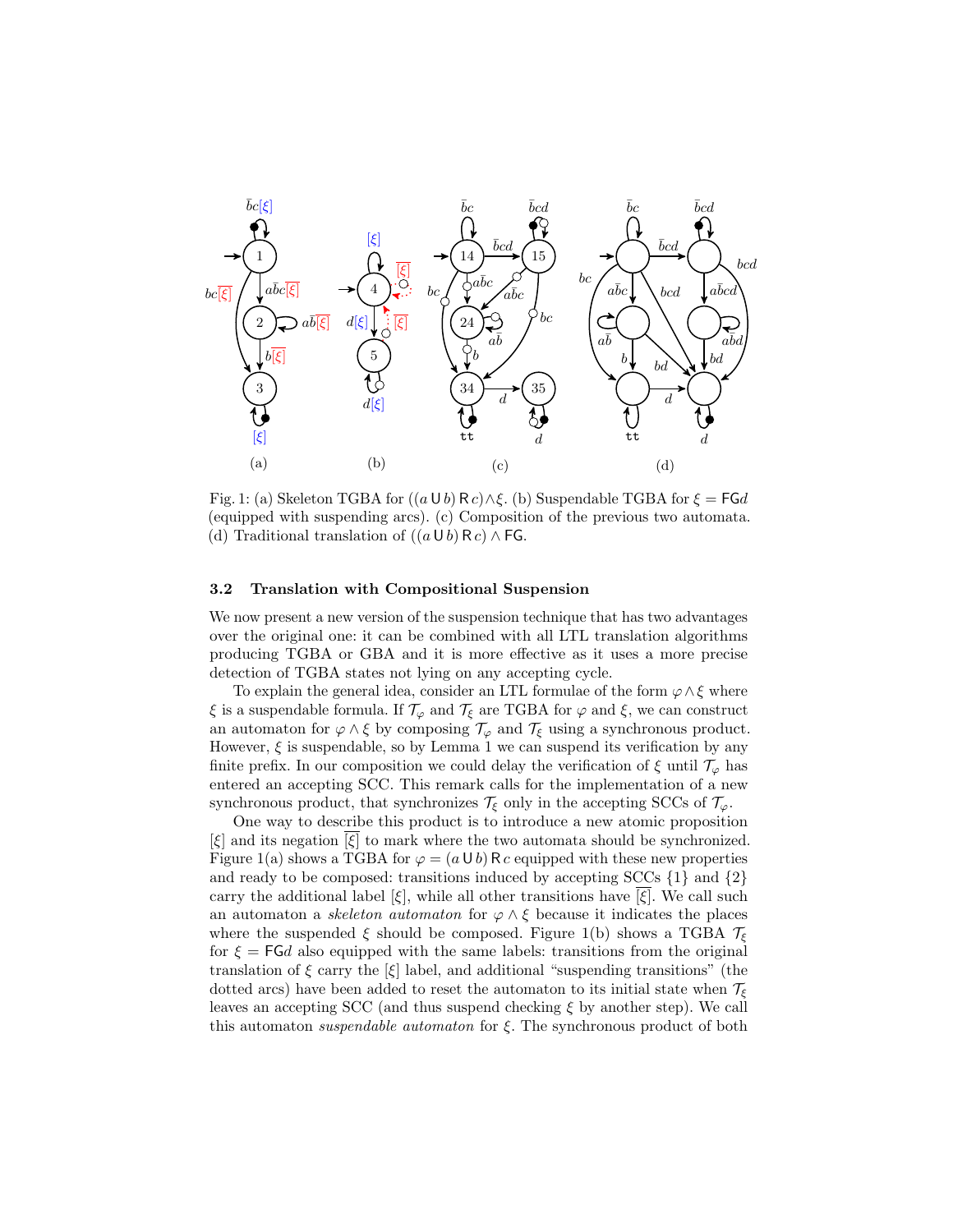Fig. 1: (a) Skeleton TGBA for $((a \mathsf{U} b) \mathsf{R} c) \wedge \xi$. (b) Suspendable TGBA for $\xi = \mathsf{FG} d$ (equipped with suspending arcs). (c) Composition of the previous two automata. (d) Traditional translation of $((a \mathsf{U} b) \mathsf{R} c) \wedge \mathsf{FG}$.

### 3.2 Translation with Compositional Suspension

We now present a new version of the suspension technique that has two advantages over the original one: it can be combined with all LTL translation algorithms producing TGBA or GBA and it is more effective as it uses a more precise detection of TGBA states not lying on any accepting cycle.

To explain the general idea, consider an LTL formulae of the form $\varphi \wedge \xi$ where $\xi$ is a suspendable formula. If $\mathcal{T}_\varphi$ and $\mathcal{T}_\xi$ are TGBA for $\varphi$ and $\xi$, we can construct an automaton for $\varphi \wedge \xi$ by composing $\mathcal{T}_\varphi$ and $\mathcal{T}_\xi$ using a synchronous product. However, $\xi$ is suspendable, so by Lemma 1 we can suspend its verification by any finite prefix. In our composition we could delay the verification of $\xi$ until $\mathcal{T}_\varphi$ has entered an accepting SCC. This remark calls for the implementation of a new synchronous product, that synchronizes $\mathcal{T}_\xi$ only in the accepting SCCs of $\mathcal{T}_\varphi$.

One way to describe this product is to introduce a new atomic proposition $[\xi]$ and its negation $\overline{[\xi]}$ to mark where the two automata should be synchronized. Figure 1(a) shows a TGBA for $\varphi = (a \mathsf{U} b) \mathsf{R} c$ equipped with these new properties and ready to be composed: transitions induced by accepting SCCs $\{1\}$ and $\{2\}$ carry the additional label $[\xi]$, while all other transitions have $\overline{[\xi]}$. We call such an automaton a *skeleton automaton* for $\varphi \wedge \xi$ because it indicates the places where the suspended $\xi$ should be composed. Figure 1(b) shows a TGBA $\mathcal{T}_\xi$ for $\xi = \mathsf{FG} d$ also equipped with the same labels: transitions from the original translation of $\xi$ carry the $[\xi]$ label, and additional "suspending transitions" (the dotted arcs) have been added to reset the automaton to its initial state when $\mathcal{T}_\xi$ leaves an accepting SCC (and thus suspend checking $\xi$ by another step). We call this automaton *suspendable automaton* for $\xi$. The synchronous product of both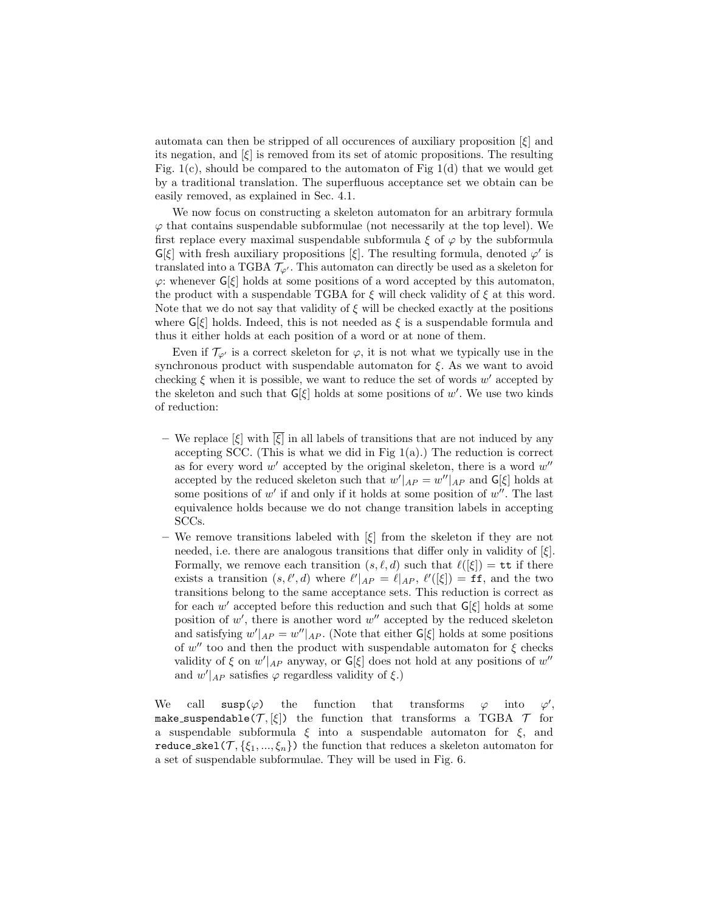automata can then be stripped of all occurences of auxiliary proposition $[\xi]$ and its negation, and $[\xi]$ is removed from its set of atomic propositions. The resulting Fig. 1(c), should be compared to the automaton of Fig 1(d) that we would get by a traditional translation. The superfluous acceptance set we obtain can be easily removed, as explained in Sec. 4.1.

We now focus on constructing a skeleton automaton for an arbitrary formula $\varphi$ that contains suspendable subformulae (not necessarily at the top level). We first replace every maximal suspendable subformula $\xi$ of $\varphi$ by the subformula $\mathsf{G}[\xi]$ with fresh auxiliary propositions $[\xi]$. The resulting formula, denoted $\varphi'$ is translated into a TGBA $\mathcal{T}_{\varphi'}$. This automaton can directly be used as a skeleton for $\varphi$: whenever $\mathsf{G}[\xi]$ holds at some positions of a word accepted by this automaton, the product with a suspendable TGBA for $\xi$ will check validity of $\xi$ at this word. Note that we do not say that validity of $\xi$ will be checked exactly at the positions where $\mathsf{G}[\xi]$ holds. Indeed, this is not needed as $\xi$ is a suspendable formula and thus it either holds at each position of a word or at none of them.

Even if $\mathcal{T}_{\varphi'}$ is a correct skeleton for $\varphi$, it is not what we typically use in the synchronous product with suspendable automaton for $\xi$. As we want to avoid checking $\xi$ when it is possible, we want to reduce the set of words $w'$ accepted by the skeleton and such that $\mathsf{G}[\xi]$ holds at some positions of $w'$. We use two kinds of reduction:

- We replace $[\xi]$ with $\overline{[\xi]}$ in all labels of transitions that are not induced by any accepting SCC. (This is what we did in Fig 1(a).) The reduction is correct as for every word $w'$ accepted by the original skeleton, there is a word $w''$ accepted by the reduced skeleton such that $w'|_{AP} = w''|_{AP}$ and $\mathsf{G}[\xi]$ holds at some positions of $w'$ if and only if it holds at some position of $w''$. The last equivalence holds because we do not change transition labels in accepting SCCs.
- We remove transitions labeled with $[\xi]$ from the skeleton if they are not needed, i.e. there are analogous transitions that differ only in validity of $[\xi]$. Formally, we remove each transition $(s, \ell, d)$ such that $\ell([\xi]) = \mathtt{tt}$ if there exists a transition $(s, \ell', d)$ where $\ell'|_{AP} = \ell|_{AP}$, $\ell'([\xi]) = \mathtt{ff}$, and the two transitions belong to the same acceptance sets. This reduction is correct as for each $w'$ accepted before this reduction and such that $\mathsf{G}[\xi]$ holds at some position of $w'$, there is another word $w''$ accepted by the reduced skeleton and satisfying $w'|_{AP} = w''|_{AP}$. (Note that either $\mathsf{G}[\xi]$ holds at some positions of $w''$ too and then the product with suspendable automaton for $\xi$ checks validity of $\xi$ on $w'|_{AP}$ anyway, or $\mathsf{G}[\xi]$ does not hold at any positions of $w''$ and $w'|_{AP}$ satisfies $\varphi$ regardless validity of $\xi$.)

We call `susp(`$\varphi$`)` the function that transforms $\varphi$ into $\varphi'$, `make_suspendable(`$\mathcal{T}, [\xi]$`)` the function that transforms a TGBA $\mathcal{T}$ for a suspendable subformula $\xi$ into a suspendable automaton for $\xi$, and `reduce_skel(`$\mathcal{T}, \{\xi_1, ..., \xi_n\}$`)` the function that reduces a skeleton automaton for a set of suspendable subformulae. They will be used in Fig. 6.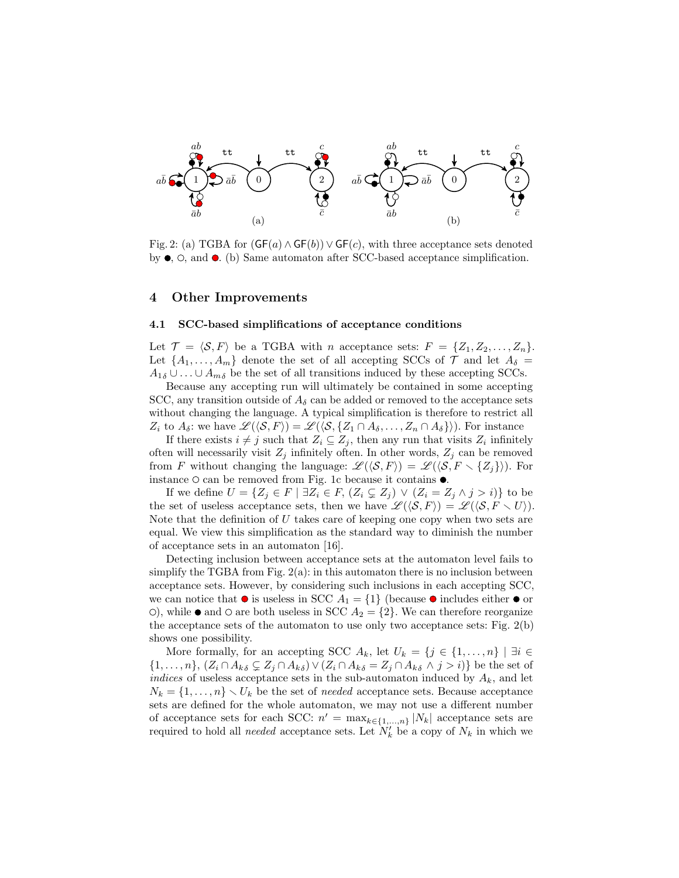Fig. 2: (a) TGBA for $(\mathsf{GF}(a) \wedge \mathsf{GF}(b)) \vee \mathsf{GF}(c)$, with three acceptance sets denoted by ●, ○, and ●. (b) Same automaton after SCC-based acceptance simplification.

## 4 Other Improvements

### 4.1 SCC-based simplifications of acceptance conditions

Let $\mathcal{T} = \langle \mathcal{S}, F \rangle$ be a TGBA with $n$ acceptance sets: $F = \{Z_1, Z_2, \ldots, Z_n\}$. Let $\{A_1, \ldots, A_m\}$ denote the set of all accepting SCCs of $\mathcal{T}$ and let $A_\delta = A_{1\delta} \cup \ldots \cup A_{m\delta}$ be the set of all transitions induced by these accepting SCCs.

Because any accepting run will ultimately be contained in some accepting SCC, any transition outside of $A_\delta$ can be added or removed to the acceptance sets without changing the language. A typical simplification is therefore to restrict all $Z_i$ to $A_\delta$: we have $\mathscr{L}(\langle \mathcal{S}, F \rangle) = \mathscr{L}(\langle \mathcal{S}, \{Z_1 \cap A_\delta, \ldots, Z_n \cap A_\delta\}\rangle)$. For instance

If there exists $i \neq j$ such that $Z_i \subseteq Z_j$, then any run that visits $Z_i$ infinitely often will necessarily visit $Z_j$ infinitely often. In other words, $Z_j$ can be removed from $F$ without changing the language: $\mathscr{L}(\langle \mathcal{S}, F \rangle) = \mathscr{L}(\langle \mathcal{S}, F \setminus \{Z_j\}\rangle)$. For instance ○ can be removed from Fig. 1c because it contains ●.

If we define $U = \{Z_j \in F \mid \exists Z_i \in F, (Z_i \subsetneq Z_j) \vee (Z_i = Z_j \wedge j > i)\}$ to be the set of useless acceptance sets, then we have $\mathscr{L}(\langle \mathcal{S}, F \rangle) = \mathscr{L}(\langle \mathcal{S}, F \setminus U \rangle)$. Note that the definition of $U$ takes care of keeping one copy when two sets are equal. We view this simplification as the standard way to diminish the number of acceptance sets in an automaton [16].

Detecting inclusion between acceptance sets at the automaton level fails to simplify the TGBA from Fig. 2(a): in this automaton there is no inclusion between acceptance sets. However, by considering such inclusions in each accepting SCC, we can notice that ● is useless in SCC $A_1 = \{1\}$ (because ● includes either ● or ○), while ● and ○ are both useless in SCC $A_2 = \{2\}$. We can therefore reorganize the acceptance sets of the automaton to use only two acceptance sets: Fig. 2(b) shows one possibility.

More formally, for an accepting SCC $A_k$, let $U_k = \{j \in \{1, \ldots, n\} \mid \exists i \in \{1, \ldots, n\}, (Z_i \cap A_{k\delta} \subsetneq Z_j \cap A_{k\delta}) \vee (Z_i \cap A_{k\delta} = Z_j \cap A_{k\delta} \wedge j > i)\}$ be the set of *indices* of useless acceptance sets in the sub-automaton induced by $A_k$, and let $N_k = \{1, \ldots, n\} \setminus U_k$ be the set of *needed* acceptance sets. Because acceptance sets are defined for the whole automaton, we may not use a different number of acceptance sets for each SCC: $n' = \max_{k \in \{1, \ldots, n\}} |N_k|$ acceptance sets are required to hold all *needed* acceptance sets. Let $N'_k$ be a copy of $N_k$ in which we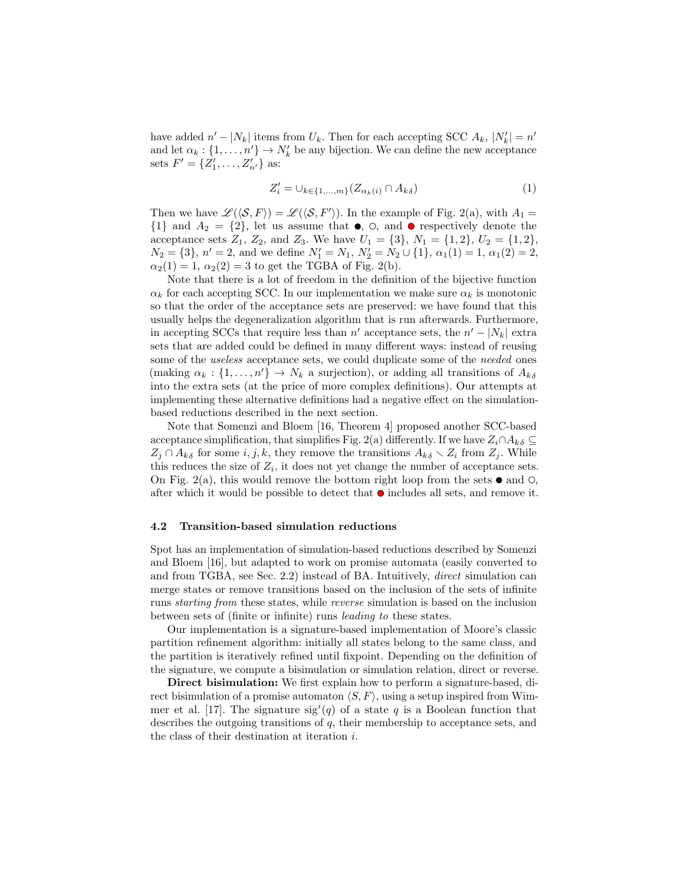have added $n' - |N_k|$ items from $U_k$. Then for each accepting SCC $A_k$, $|N'_k| = n'$ and let $\alpha_k : \{1, \dots, n'\} \to N'_k$ be any bijection. We can define the new acceptance sets $F' = \{Z'_1, \dots, Z'_{n'}\}$ as:

$$Z'_i = \cup_{k \in \{1,\dots,m\}} (Z_{\alpha_k(i)} \cap A_{k\delta}) \tag{1}$$

Then we have $\mathscr{L}(\langle \mathcal{S}, F \rangle) = \mathscr{L}(\langle \mathcal{S}, F' \rangle)$. In the example of Fig. 2(a), with $A_1 = \{1\}$ and $A_2 = \{2\}$, let us assume that $\bullet$, $\circ$, and $\bullet$ respectively denote the acceptance sets $Z_1$, $Z_2$, and $Z_3$. We have $U_1 = \{3\}$, $N_1 = \{1, 2\}$, $U_2 = \{1, 2\}$, $N_2 = \{3\}$, $n' = 2$, and we define $N'_1 = N_1$, $N'_2 = N_2 \cup \{1\}$, $\alpha_1(1) = 1$, $\alpha_1(2) = 2$, $\alpha_2(1) = 1$, $\alpha_2(2) = 3$ to get the TGBA of Fig. 2(b).

Note that there is a lot of freedom in the definition of the bijective function $\alpha_k$ for each accepting SCC. In our implementation we make sure $\alpha_k$ is monotonic so that the order of the acceptance sets are preserved: we have found that this usually helps the degeneralization algorithm that is run afterwards. Furthermore, in accepting SCCs that require less than $n'$ acceptance sets, the $n' - |N_k|$ extra sets that are added could be defined in many different ways: instead of reusing some of the *useless* acceptance sets, we could duplicate some of the *needed* ones (making $\alpha_k : \{1, \dots, n'\} \to N_k$ a surjection), or adding all transitions of $A_{k\delta}$ into the extra sets (at the price of more complex definitions). Our attempts at implementing these alternative definitions had a negative effect on the simulation-based reductions described in the next section.

Note that Somenzi and Bloem [16, Theorem 4] proposed another SCC-based acceptance simplification, that simplifies Fig. 2(a) differently. If we have $Z_i \cap A_{k\delta} \subseteq Z_j \cap A_{k\delta}$ for some $i, j, k$, they remove the transitions $A_{k\delta} \smallsetminus Z_i$ from $Z_j$. While this reduces the size of $Z_i$, it does not yet change the number of acceptance sets. On Fig. 2(a), this would remove the bottom right loop from the sets $\bullet$ and $\circ$, after which it would be possible to detect that $\bullet$ includes all sets, and remove it.

### 4.2 Transition-based simulation reductions

Spot has an implementation of simulation-based reductions described by Somenzi and Bloem [16], but adapted to work on promise automata (easily converted to and from TGBA, see Sec. 2.2) instead of BA. Intuitively, *direct* simulation can merge states or remove transitions based on the inclusion of the sets of infinite runs *starting from* these states, while *reverse* simulation is based on the inclusion between sets of (finite or infinite) runs *leading to* these states.

Our implementation is a signature-based implementation of Moore's classic partition refinement algorithm: initially all states belong to the same class, and the partition is iteratively refined until fixpoint. Depending on the definition of the signature, we compute a bisimulation or simulation relation, direct or reverse.

**Direct bisimulation:** We first explain how to perform a signature-based, direct bisimulation of a promise automaton $\langle S, F \rangle$, using a setup inspired from Wimmer et al. [17]. The signature $\mathrm{sig}^i(q)$ of a state $q$ is a Boolean function that describes the outgoing transitions of $q$, their membership to acceptance sets, and the class of their destination at iteration $i$.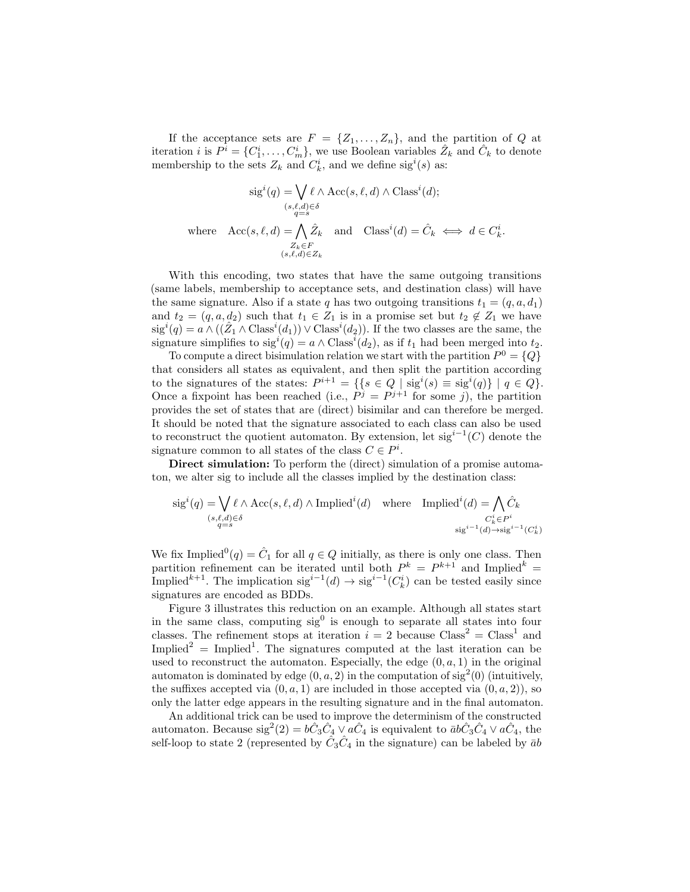If the acceptance sets are $F = \{Z_1, \ldots, Z_n\}$, and the partition of $Q$ at iteration $i$ is $P^i = \{C_1^i, \ldots, C_m^i\}$, we use Boolean variables $\hat{Z}_k$ and $\hat{C}_k$ to denote membership to the sets $Z_k$ and $C_k^i$, and we define $\text{sig}^i(s)$ as:

$$\text{sig}^i(q) = \bigvee_{\substack{(s,\ell,d)\in\delta \\ q=s}} \ell \wedge \text{Acc}(s,\ell,d) \wedge \text{Class}^i(d);$$

$$\text{where} \quad \text{Acc}(s,\ell,d) = \bigwedge_{\substack{Z_k\in F \\ (s,\ell,d)\in Z_k}} \hat{Z}_k \quad \text{and} \quad \text{Class}^i(d) = \hat{C}_k \iff d \in C_k^i.$$

With this encoding, two states that have the same outgoing transitions (same labels, membership to acceptance sets, and destination class) will have the same signature. Also if a state $q$ has two outgoing transitions $t_1 = (q, a, d_1)$ and $t_2 = (q, a, d_2)$ such that $t_1 \in Z_1$ is in a promise set but $t_2 \notin Z_1$ we have $\text{sig}^i(q) = a \wedge ((\hat{Z}_1 \wedge \text{Class}^i(d_1)) \vee \text{Class}^i(d_2))$. If the two classes are the same, the signature simplifies to $\text{sig}^i(q) = a \wedge \text{Class}^i(d_2)$, as if $t_1$ had been merged into $t_2$.

To compute a direct bisimulation relation we start with the partition $P^0 = \{Q\}$ that considers all states as equivalent, and then split the partition according to the signatures of the states: $P^{i+1} = \{\{s \in Q \mid \text{sig}^i(s) \equiv \text{sig}^i(q)\} \mid q \in Q\}$. Once a fixpoint has been reached (i.e., $P^j = P^{j+1}$ for some $j$), the partition provides the set of states that are (direct) bisimilar and can therefore be merged. It should be noted that the signature associated to each class can also be used to reconstruct the quotient automaton. By extension, let $\text{sig}^{i-1}(C)$ denote the signature common to all states of the class $C \in P^i$.

**Direct simulation:** To perform the (direct) simulation of a promise automaton, we alter sig to include all the classes implied by the destination class:

$$\text{sig}^i(q) = \bigvee_{\substack{(s,\ell,d)\in\delta \\ q=s}} \ell \wedge \text{Acc}(s,\ell,d) \wedge \text{Implied}^i(d) \quad \text{where} \quad \text{Implied}^i(d) = \bigwedge_{\substack{C_k^i\in P^i \\ \text{sig}^{i-1}(d)\rightarrow\text{sig}^{i-1}(C_k^i)}} \hat{C}_k$$

We fix $\text{Implied}^0(q) = \hat{C}_1$ for all $q \in Q$ initially, as there is only one class. Then partition refinement can be iterated until both $P^k = P^{k+1}$ and $\text{Implied}^k = \text{Implied}^{k+1}$. The implication $\text{sig}^{i-1}(d) \rightarrow \text{sig}^{i-1}(C_k^i)$ can be tested easily since signatures are encoded as BDDs.

Figure 3 illustrates this reduction on an example. Although all states start in the same class, computing $\text{sig}^0$ is enough to separate all states into four classes. The refinement stops at iteration $i = 2$ because $\text{Class}^2 = \text{Class}^1$ and $\text{Implied}^2 = \text{Implied}^1$. The signatures computed at the last iteration can be used to reconstruct the automaton. Especially, the edge $(0, a, 1)$ in the original automaton is dominated by edge $(0, a, 2)$ in the computation of $\text{sig}^2(0)$ (intuitively, the suffixes accepted via $(0, a, 1)$ are included in those accepted via $(0, a, 2)$), so only the latter edge appears in the resulting signature and in the final automaton.

An additional trick can be used to improve the determinism of the constructed automaton. Because $\text{sig}^2(2) = b\hat{C}_3\hat{C}_4 \vee a\hat{C}_4$ is equivalent to $\bar{a}b\hat{C}_3\hat{C}_4 \vee a\hat{C}_4$, the self-loop to state 2 (represented by $\hat{C}_3\hat{C}_4$ in the signature) can be labeled by $\bar{a}b$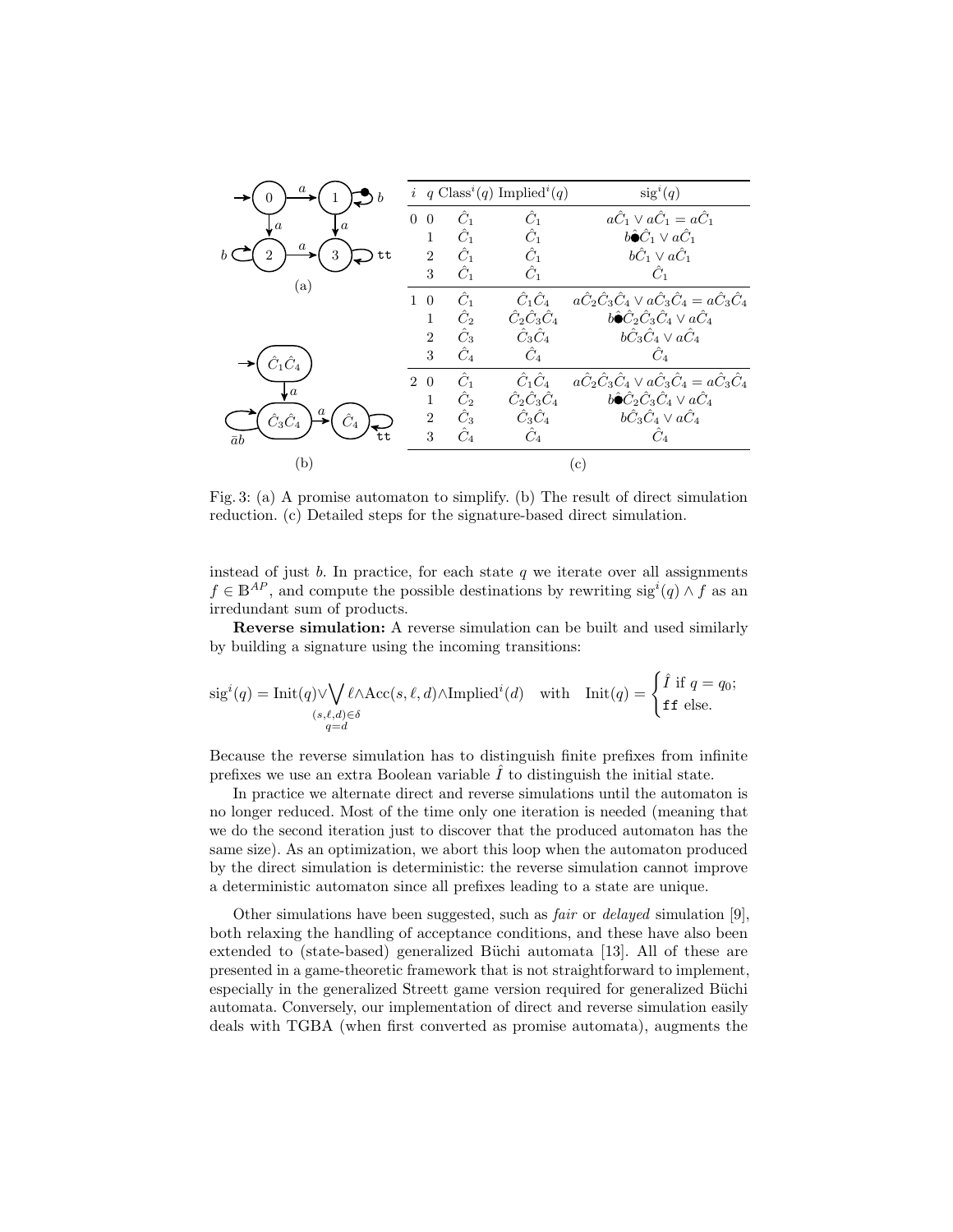| $i$ | $q$ | $\text{Class}^i(q)$ | $\text{Implied}^i(q)$ | $\text{sig}^i(q)$ |
|---|---|---|---|---|
| 0 | 0 | $\hat{C}_1$ | $\hat{C}_1$ | $a\hat{C}_1 \vee a\hat{C}_1 = a\hat{C}_1$ |
| | 1 | $\hat{C}_1$ | $\hat{C}_1$ | $b\bullet\hat{C}_1 \vee a\hat{C}_1$ |
| | 2 | $\hat{C}_1$ | $\hat{C}_1$ | $b\hat{C}_1 \vee a\hat{C}_1$ |
| | 3 | $\hat{C}_1$ | $\hat{C}_1$ | $\hat{C}_1$ |
| 1 | 0 | $\hat{C}_1$ | $\hat{C}_1\hat{C}_4$ | $a\hat{C}_2\hat{C}_3\hat{C}_4 \vee a\hat{C}_3\hat{C}_4 = a\hat{C}_3\hat{C}_4$ |
| | 1 | $\hat{C}_2$ | $\hat{C}_2\hat{C}_3\hat{C}_4$ | $b\bullet\hat{C}_2\hat{C}_3\hat{C}_4 \vee a\hat{C}_4$ |
| | 2 | $\hat{C}_3$ | $\hat{C}_3\hat{C}_4$ | $b\hat{C}_3\hat{C}_4 \vee a\hat{C}_4$ |
| | 3 | $\hat{C}_4$ | $\hat{C}_4$ | $\hat{C}_4$ |
| 2 | 0 | $\hat{C}_1$ | $\hat{C}_1\hat{C}_4$ | $a\hat{C}_2\hat{C}_3\hat{C}_4 \vee a\hat{C}_3\hat{C}_4 = a\hat{C}_3\hat{C}_4$ |
| | 1 | $\hat{C}_2$ | $\hat{C}_2\hat{C}_3\hat{C}_4$ | $b\bullet\hat{C}_2\hat{C}_3\hat{C}_4 \vee a\hat{C}_4$ |
| | 2 | $\hat{C}_3$ | $\hat{C}_3\hat{C}_4$ | $b\hat{C}_3\hat{C}_4 \vee a\hat{C}_4$ |
| | 3 | $\hat{C}_4$ | $\hat{C}_4$ | $\hat{C}_4$ |

Fig. 3: (a) A promise automaton to simplify. (b) The result of direct simulation reduction. (c) Detailed steps for the signature-based direct simulation.

instead of just $b$. In practice, for each state $q$ we iterate over all assignments $f \in \mathbb{B}^{AP}$, and compute the possible destinations by rewriting $\text{sig}^i(q) \wedge f$ as an irredundant sum of products.

**Reverse simulation:** A reverse simulation can be built and used similarly by building a signature using the incoming transitions:

$$\text{sig}^i(q) = \text{Init}(q) \vee \bigvee_{\substack{(s,\ell,d)\in\delta \\ q=d}} \ell \wedge \text{Acc}(s,\ell,d) \wedge \text{Implied}^i(d) \quad \text{with} \quad \text{Init}(q) = \begin{cases} \hat{I} \text{ if } q = q_0; \\ \texttt{ff} \text{ else.} \end{cases}$$

Because the reverse simulation has to distinguish finite prefixes from infinite prefixes we use an extra Boolean variable $\hat{I}$ to distinguish the initial state.

In practice we alternate direct and reverse simulations until the automaton is no longer reduced. Most of the time only one iteration is needed (meaning that we do the second iteration just to discover that the produced automaton has the same size). As an optimization, we abort this loop when the automaton produced by the direct simulation is deterministic: the reverse simulation cannot improve a deterministic automaton since all prefixes leading to a state are unique.

Other simulations have been suggested, such as *fair* or *delayed* simulation [9], both relaxing the handling of acceptance conditions, and these have also been extended to (state-based) generalized Büchi automata [13]. All of these are presented in a game-theoretic framework that is not straightforward to implement, especially in the generalized Streett game version required for generalized Büchi automata. Conversely, our implementation of direct and reverse simulation easily deals with TGBA (when first converted as promise automata), augments the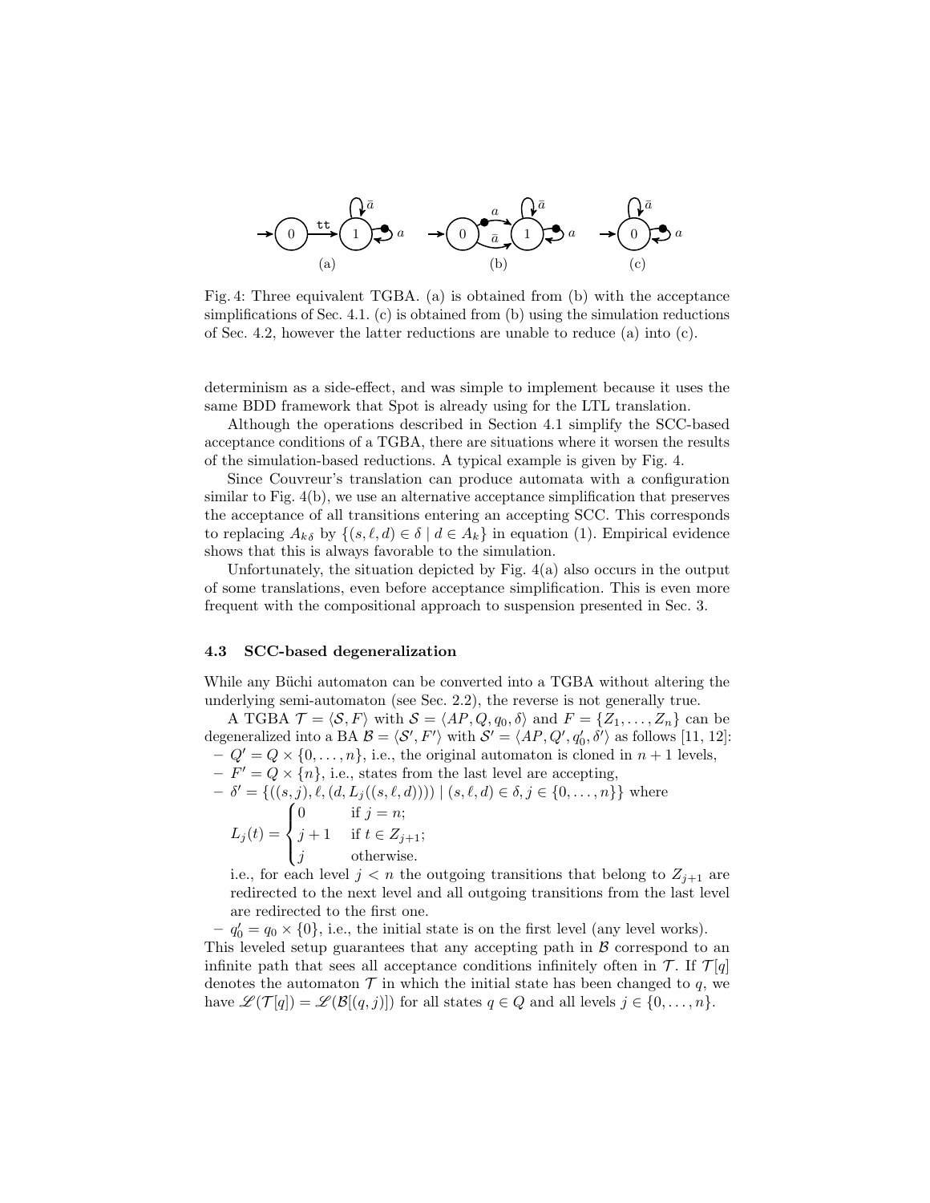Fig. 4: Three equivalent TGBA. (a) is obtained from (b) with the acceptance simplifications of Sec. 4.1. (c) is obtained from (b) using the simulation reductions of Sec. 4.2, however the latter reductions are unable to reduce (a) into (c).

determinism as a side-effect, and was simple to implement because it uses the same BDD framework that Spot is already using for the LTL translation.

Although the operations described in Section 4.1 simplify the SCC-based acceptance conditions of a TGBA, there are situations where it worsen the results of the simulation-based reductions. A typical example is given by Fig. 4.

Since Couvreur's translation can produce automata with a configuration similar to Fig. 4(b), we use an alternative acceptance simplification that preserves the acceptance of all transitions entering an accepting SCC. This corresponds to replacing $A_{k\delta}$ by $\{(s, \ell, d) \in \delta \mid d \in A_k\}$ in equation (1). Empirical evidence shows that this is always favorable to the simulation.

Unfortunately, the situation depicted by Fig. 4(a) also occurs in the output of some translations, even before acceptance simplification. This is even more frequent with the compositional approach to suspension presented in Sec. 3.

### 4.3 SCC-based degeneralization

While any Büchi automaton can be converted into a TGBA without altering the underlying semi-automaton (see Sec. 2.2), the reverse is not generally true.

A TGBA $\mathcal{T} = \langle \mathcal{S}, F \rangle$ with $\mathcal{S} = \langle AP, Q, q_0, \delta \rangle$ and $F = \{Z_1, \ldots, Z_n\}$ can be degeneralized into a BA $\mathcal{B} = \langle \mathcal{S}', F' \rangle$ with $\mathcal{S}' = \langle AP, Q', q'_0, \delta' \rangle$ as follows [11, 12]:

- $Q' = Q \times \{0, \ldots, n\}$, i.e., the original automaton is cloned in $n + 1$ levels,
- $F' = Q \times \{n\}$, i.e., states from the last level are accepting,
- $\delta' = \{((s, j), \ell, (d, L_j((s, \ell, d)))) \mid (s, \ell, d) \in \delta, j \in \{0, \ldots, n\}\}$ where

$$L_j(t) = \begin{cases} 0 & \text{if } j = n; \\ j + 1 & \text{if } t \in Z_{j+1}; \\ j & \text{otherwise.} \end{cases}$$

  i.e., for each level $j < n$ the outgoing transitions that belong to $Z_{j+1}$ are redirected to the next level and all outgoing transitions from the last level are redirected to the first one.
- $q'_0 = q_0 \times \{0\}$, i.e., the initial state is on the first level (any level works).

This leveled setup guarantees that any accepting path in $\mathcal{B}$ correspond to an infinite path that sees all acceptance conditions infinitely often in $\mathcal{T}$. If $\mathcal{T}[q]$ denotes the automaton $\mathcal{T}$ in which the initial state has been changed to $q$, we have $\mathscr{L}(\mathcal{T}[q]) = \mathscr{L}(\mathcal{B}[(q, j)])$ for all states $q \in Q$ and all levels $j \in \{0, \ldots, n\}$.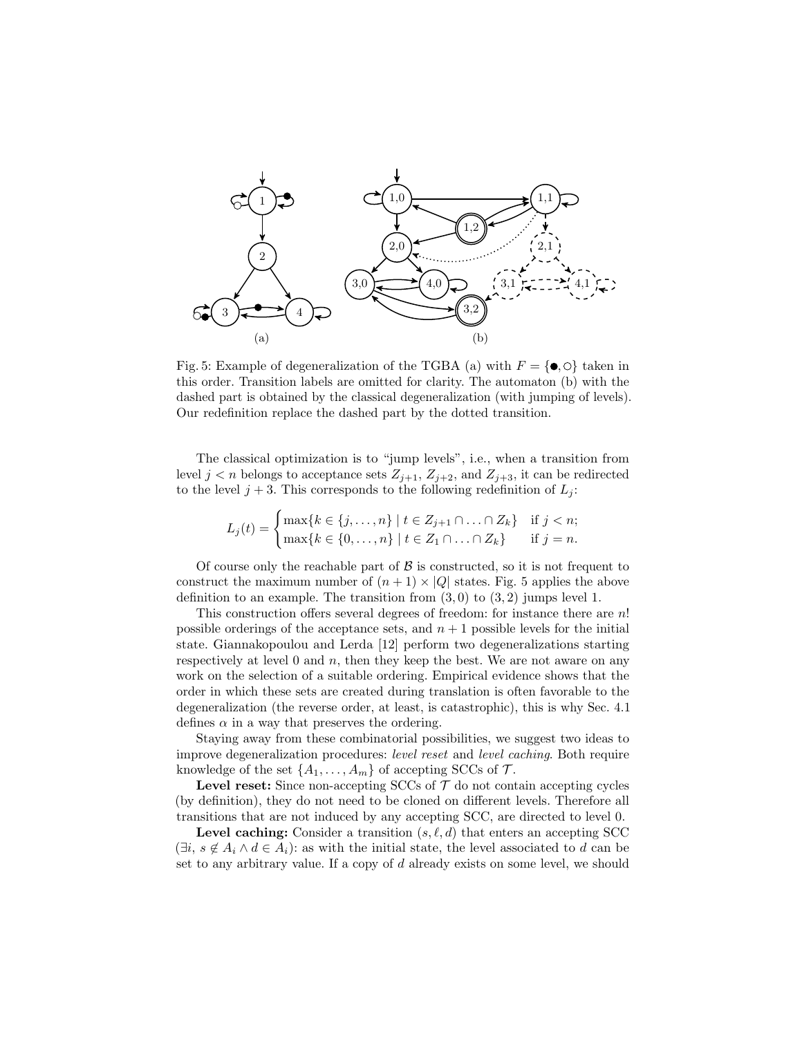Fig. 5: Example of degeneralization of the TGBA (a) with $F = \{\bullet, \circ\}$ taken in this order. Transition labels are omitted for clarity. The automaton (b) with the dashed part is obtained by the classical degeneralization (with jumping of levels). Our redefinition replace the dashed part by the dotted transition.

The classical optimization is to "jump levels", i.e., when a transition from level $j < n$ belongs to acceptance sets $Z_{j+1}$, $Z_{j+2}$, and $Z_{j+3}$, it can be redirected to the level $j + 3$. This corresponds to the following redefinition of $L_j$:

$$L_j(t) = \begin{cases} \max\{k \in \{j, \dots, n\} \mid t \in Z_{j+1} \cap \dots \cap Z_k\} & \text{if } j < n; \\ \max\{k \in \{0, \dots, n\} \mid t \in Z_1 \cap \dots \cap Z_k\} & \text{if } j = n. \end{cases}$$

Of course only the reachable part of $\mathcal{B}$ is constructed, so it is not frequent to construct the maximum number of $(n + 1) \times |Q|$ states. Fig. 5 applies the above definition to an example. The transition from $(3, 0)$ to $(3, 2)$ jumps level 1.

This construction offers several degrees of freedom: for instance there are $n!$ possible orderings of the acceptance sets, and $n + 1$ possible levels for the initial state. Giannakopoulou and Lerda [12] perform two degeneralizations starting respectively at level 0 and $n$, then they keep the best. We are not aware on any work on the selection of a suitable ordering. Empirical evidence shows that the order in which these sets are created during translation is often favorable to the degeneralization (the reverse order, at least, is catastrophic), this is why Sec. 4.1 defines $\alpha$ in a way that preserves the ordering.

Staying away from these combinatorial possibilities, we suggest two ideas to improve degeneralization procedures: *level reset* and *level caching*. Both require knowledge of the set $\{A_1, \dots, A_m\}$ of accepting SCCs of $\mathcal{T}$.

**Level reset:** Since non-accepting SCCs of $\mathcal{T}$ do not contain accepting cycles (by definition), they do not need to be cloned on different levels. Therefore all transitions that are not induced by any accepting SCC, are directed to level 0.

**Level caching:** Consider a transition $(s, \ell, d)$ that enters an accepting SCC ($\exists i,\ s \notin A_i \wedge d \in A_i$): as with the initial state, the level associated to $d$ can be set to any arbitrary value. If a copy of $d$ already exists on some level, we should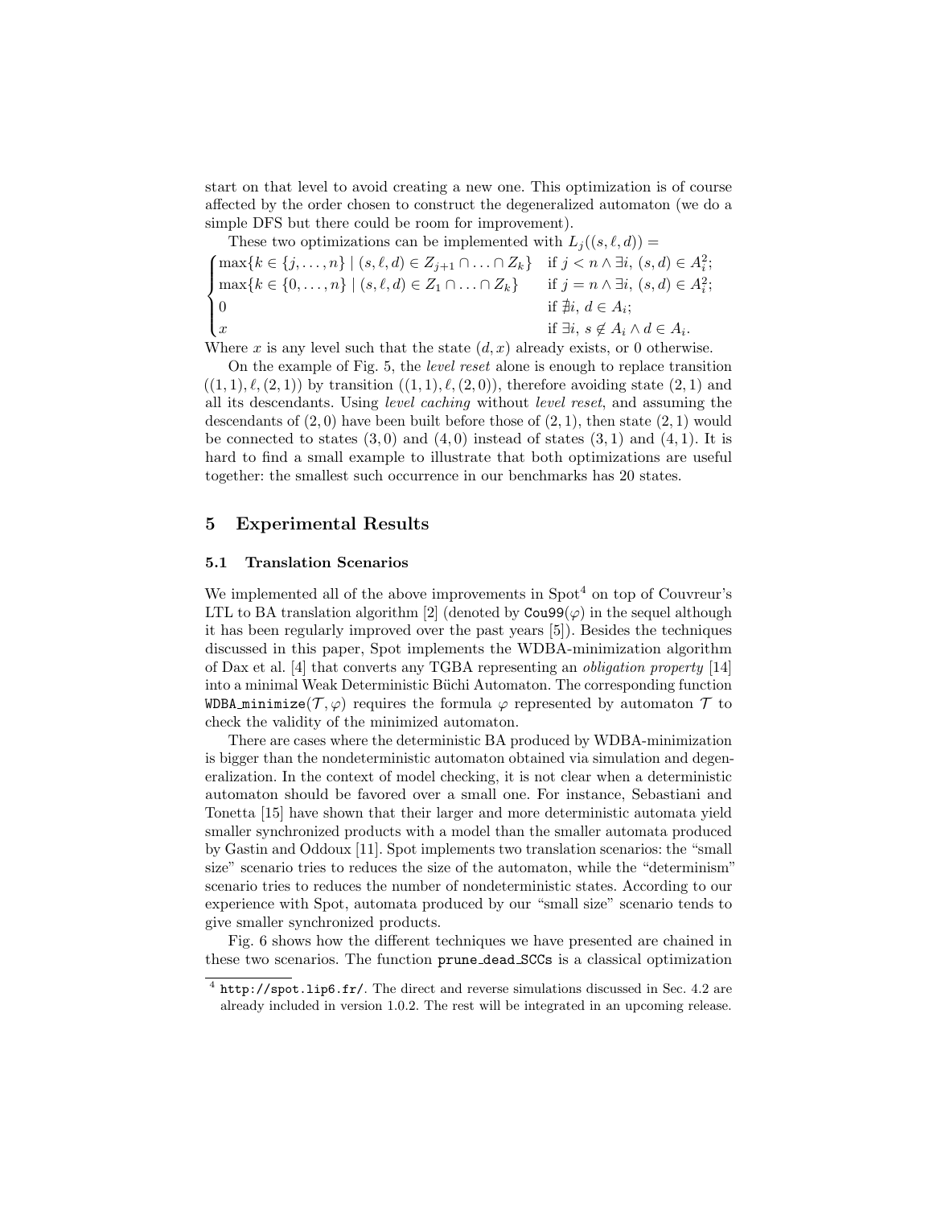start on that level to avoid creating a new one. This optimization is of course affected by the order chosen to construct the degeneralized automaton (we do a simple DFS but there could be room for improvement).

These two optimizations can be implemented with $L_j((s, \ell, d)) =$

$$
\begin{cases}
\max\{k \in \{j, \ldots, n\} \mid (s, \ell, d) \in Z_{j+1} \cap \ldots \cap Z_k\} & \text{if } j < n \land \exists i,\, (s, d) \in A_i^2; \\
\max\{k \in \{0, \ldots, n\} \mid (s, \ell, d) \in Z_1 \cap \ldots \cap Z_k\} & \text{if } j = n \land \exists i,\, (s, d) \in A_i^2; \\
0 & \text{if } \nexists i,\, d \in A_i; \\
x & \text{if } \exists i,\, s \notin A_i \land d \in A_i.
\end{cases}
$$

Where $x$ is any level such that the state $(d, x)$ already exists, or 0 otherwise.

On the example of Fig. 5, the *level reset* alone is enough to replace transition $((1, 1), \ell, (2, 1))$ by transition $((1, 1), \ell, (2, 0))$, therefore avoiding state $(2, 1)$ and all its descendants. Using *level caching* without *level reset*, and assuming the descendants of $(2, 0)$ have been built before those of $(2, 1)$, then state $(2, 1)$ would be connected to states $(3, 0)$ and $(4, 0)$ instead of states $(3, 1)$ and $(4, 1)$. It is hard to find a small example to illustrate that both optimizations are useful together: the smallest such occurrence in our benchmarks has 20 states.

## 5 Experimental Results

### 5.1 Translation Scenarios

We implemented all of the above improvements in Spot[4] on top of Couvreur's LTL to BA translation algorithm [2] (denoted by `Cou99`($\varphi$) in the sequel although it has been regularly improved over the past years [5]). Besides the techniques discussed in this paper, Spot implements the WDBA-minimization algorithm of Dax et al. [4] that converts any TGBA representing an *obligation property* [14] into a minimal Weak Deterministic Büchi Automaton. The corresponding function `WDBA_minimize`($\mathcal{T}, \varphi$) requires the formula $\varphi$ represented by automaton $\mathcal{T}$ to check the validity of the minimized automaton.

There are cases where the deterministic BA produced by WDBA-minimization is bigger than the nondeterministic automaton obtained via simulation and degeneralization. In the context of model checking, it is not clear when a deterministic automaton should be favored over a small one. For instance, Sebastiani and Tonetta [15] have shown that their larger and more deterministic automata yield smaller synchronized products with a model than the smaller automata produced by Gastin and Oddoux [11]. Spot implements two translation scenarios: the "small size" scenario tries to reduces the size of the automaton, while the "determinism" scenario tries to reduces the number of nondeterministic states. According to our experience with Spot, automata produced by our "small size" scenario tends to give smaller synchronized products.

Fig. 6 shows how the different techniques we have presented are chained in these two scenarios. The function `prune_dead_SCCs` is a classical optimization

[4] `http://spot.lip6.fr/`. The direct and reverse simulations discussed in Sec. 4.2 are already included in version 1.0.2. The rest will be integrated in an upcoming release.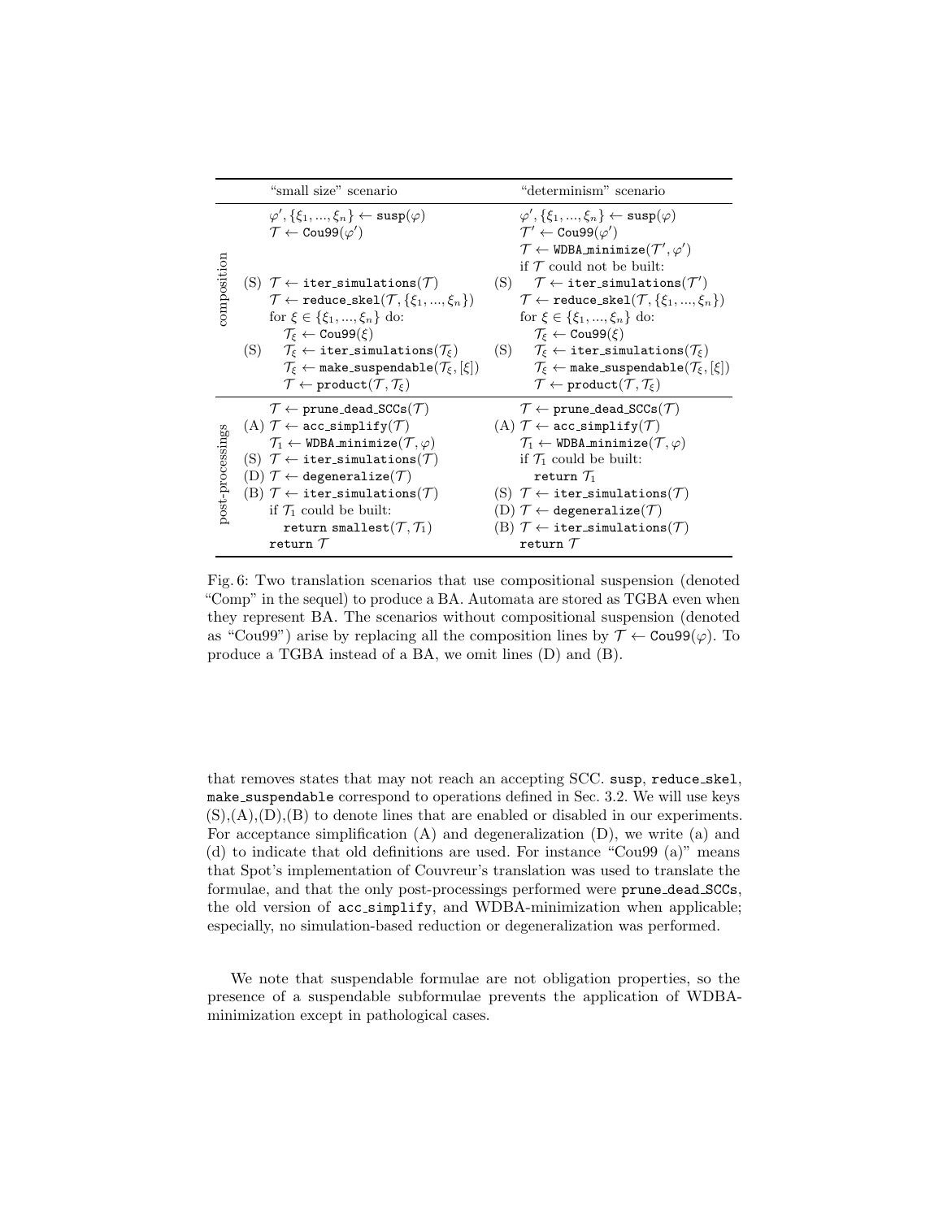| | "small size" scenario | "determinism" scenario |
|---|---|---|
| composition | $\varphi', \{\xi_1, ..., \xi_n\} \leftarrow$ `susp`$(\varphi)$ | $\varphi', \{\xi_1, ..., \xi_n\} \leftarrow$ `susp`$(\varphi)$ |
| | $\mathcal{T} \leftarrow$ `Cou99`$(\varphi')$ | $\mathcal{T}' \leftarrow$ `Cou99`$(\varphi')$ |
| | | $\mathcal{T} \leftarrow$ `WDBA_minimize`$(\mathcal{T}', \varphi')$ |
| | | if $\mathcal{T}$ could not be built: |
| | (S) $\mathcal{T} \leftarrow$ `iter_simulations`$(\mathcal{T})$ | (S) $\mathcal{T} \leftarrow$ `iter_simulations`$(\mathcal{T}')$ |
| | $\mathcal{T} \leftarrow$ `reduce_skel`$(\mathcal{T}, \{\xi_1, ..., \xi_n\})$ | $\mathcal{T} \leftarrow$ `reduce_skel`$(\mathcal{T}, \{\xi_1, ..., \xi_n\})$ |
| | for $\xi \in \{\xi_1, ..., \xi_n\}$ do: | for $\xi \in \{\xi_1, ..., \xi_n\}$ do: |
| | $\mathcal{T}_\xi \leftarrow$ `Cou99`$(\xi)$ | $\mathcal{T}_\xi \leftarrow$ `Cou99`$(\xi)$ |
| | (S) $\mathcal{T}_\xi \leftarrow$ `iter_simulations`$(\mathcal{T}_\xi)$ | (S) $\mathcal{T}_\xi \leftarrow$ `iter_simulations`$(\mathcal{T}_\xi)$ |
| | $\mathcal{T}_\xi \leftarrow$ `make_suspendable`$(\mathcal{T}_\xi, [\xi])$ | $\mathcal{T}_\xi \leftarrow$ `make_suspendable`$(\mathcal{T}_\xi, [\xi])$ |
| | $\mathcal{T} \leftarrow$ `product`$(\mathcal{T}, \mathcal{T}_\xi)$ | $\mathcal{T} \leftarrow$ `product`$(\mathcal{T}, \mathcal{T}_\xi)$ |
| post-processings | $\mathcal{T} \leftarrow$ `prune_dead_SCCs`$(\mathcal{T})$ | $\mathcal{T} \leftarrow$ `prune_dead_SCCs`$(\mathcal{T})$ |
| | (A) $\mathcal{T} \leftarrow$ `acc_simplify`$(\mathcal{T})$ | (A) $\mathcal{T} \leftarrow$ `acc_simplify`$(\mathcal{T})$ |
| | $\mathcal{T}_1 \leftarrow$ `WDBA_minimize`$(\mathcal{T}, \varphi)$ | $\mathcal{T}_1 \leftarrow$ `WDBA_minimize`$(\mathcal{T}, \varphi)$ |
| | (S) $\mathcal{T} \leftarrow$ `iter_simulations`$(\mathcal{T})$ | if $\mathcal{T}_1$ could be built: |
| | (D) $\mathcal{T} \leftarrow$ `degeneralize`$(\mathcal{T})$ | `return` $\mathcal{T}_1$ |
| | (B) $\mathcal{T} \leftarrow$ `iter_simulations`$(\mathcal{T})$ | (S) $\mathcal{T} \leftarrow$ `iter_simulations`$(\mathcal{T})$ |
| | if $\mathcal{T}_1$ could be built: | (D) $\mathcal{T} \leftarrow$ `degeneralize`$(\mathcal{T})$ |
| | `return smallest`$(\mathcal{T}, \mathcal{T}_1)$ | (B) $\mathcal{T} \leftarrow$ `iter_simulations`$(\mathcal{T})$ |
| | `return` $\mathcal{T}$ | `return` $\mathcal{T}$ |

Fig. 6: Two translation scenarios that use compositional suspension (denoted "Comp" in the sequel) to produce a BA. Automata are stored as TGBA even when they represent BA. The scenarios without compositional suspension (denoted as "Cou99") arise by replacing all the composition lines by $\mathcal{T} \leftarrow$ `Cou99`$(\varphi)$. To produce a TGBA instead of a BA, we omit lines (D) and (B).

that removes states that may not reach an accepting SCC. `susp`, `reduce_skel`, `make_suspendable` correspond to operations defined in Sec. 3.2. We will use keys (S),(A),(D),(B) to denote lines that are enabled or disabled in our experiments. For acceptance simplification (A) and degeneralization (D), we write (a) and (d) to indicate that old definitions are used. For instance "Cou99 (a)" means that Spot's implementation of Couvreur's translation was used to translate the formulae, and that the only post-processings performed were `prune_dead_SCCs`, the old version of `acc_simplify`, and WDBA-minimization when applicable; especially, no simulation-based reduction or degeneralization was performed.

We note that suspendable formulae are not obligation properties, so the presence of a suspendable subformulae prevents the application of WDBA-minimization except in pathological cases.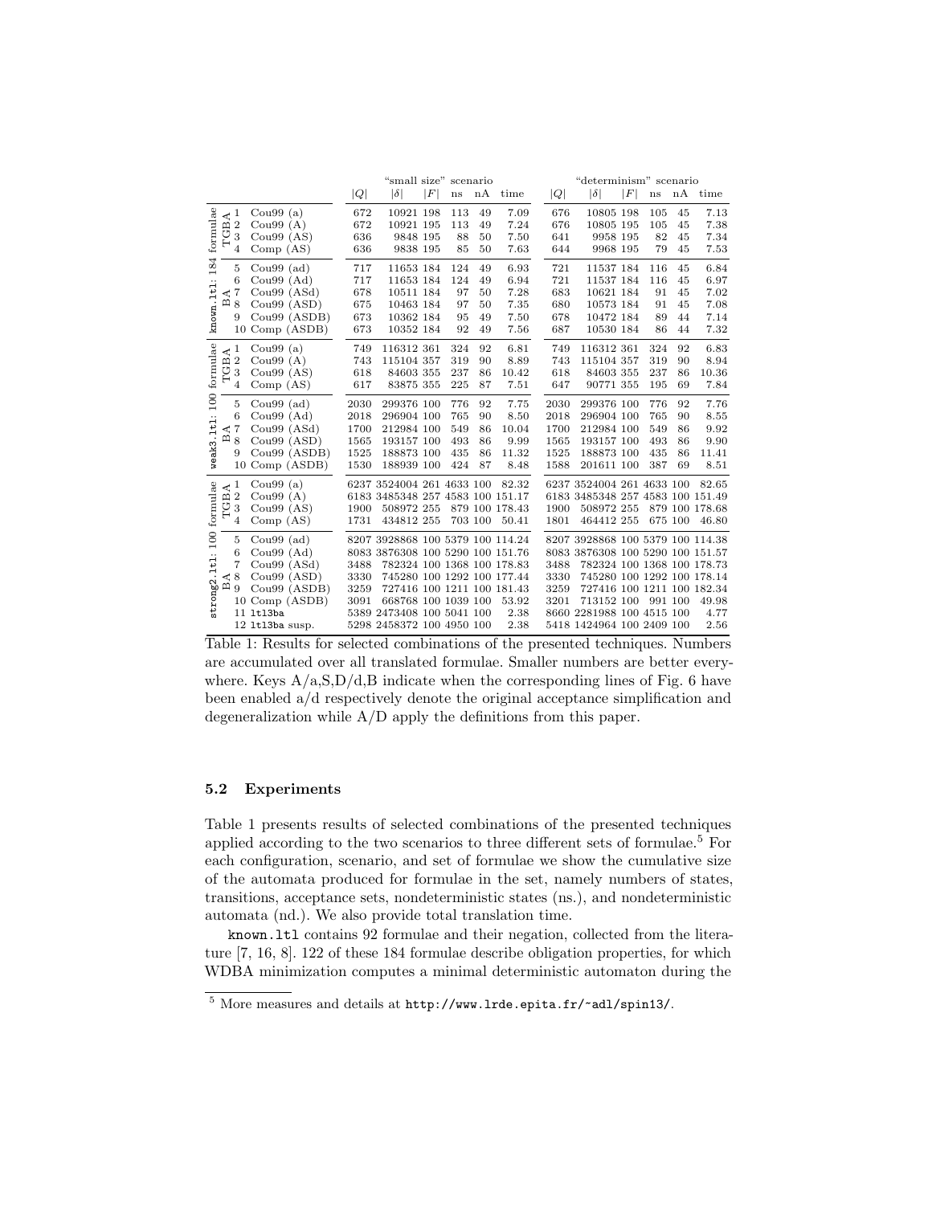| | | | "small size" scenario | | | | | | "determinism" scenario | | | | | |
|---|---|---|---|---|---|---|---|---|---|---|---|---|---|---|
| | | | $\|Q\|$ | $\|\delta\|$ | $\|F\|$ | ns | nA | time | $\|Q\|$ | $\|\delta\|$ | $\|F\|$ | ns | nA | time |
| known.ltl: 184 formulae, TGBA | 1 | Cou99 (a) | 672 | 10921 | 198 | 113 | 49 | 7.09 | 676 | 10805 | 198 | 105 | 45 | 7.13 |
| | 2 | Cou99 (A) | 672 | 10921 | 195 | 113 | 49 | 7.24 | 676 | 10805 | 195 | 105 | 45 | 7.38 |
| | 3 | Cou99 (AS) | 636 | 9848 | 195 | 88 | 50 | 7.50 | 641 | 9958 | 195 | 82 | 45 | 7.34 |
| | 4 | Comp (AS) | 636 | 9838 | 195 | 85 | 50 | 7.63 | 644 | 9968 | 195 | 79 | 45 | 7.53 |
| known.ltl: 184 formulae, BA | 5 | Cou99 (ad) | 717 | 11653 | 184 | 124 | 49 | 6.93 | 721 | 11537 | 184 | 116 | 45 | 6.84 |
| | 6 | Cou99 (Ad) | 717 | 11653 | 184 | 124 | 49 | 6.94 | 721 | 11537 | 184 | 116 | 45 | 6.97 |
| | 7 | Cou99 (ASd) | 678 | 10511 | 184 | 97 | 50 | 7.28 | 683 | 10621 | 184 | 91 | 45 | 7.02 |
| | 8 | Cou99 (ASD) | 675 | 10463 | 184 | 97 | 50 | 7.35 | 680 | 10573 | 184 | 91 | 45 | 7.08 |
| | 9 | Cou99 (ASDB) | 673 | 10362 | 184 | 95 | 49 | 7.50 | 678 | 10472 | 184 | 89 | 44 | 7.14 |
| | 10 | Comp (ASDB) | 673 | 10352 | 184 | 92 | 49 | 7.56 | 687 | 10530 | 184 | 86 | 44 | 7.32 |
| weak3.ltl: 100 formulae, TGBA | 1 | Cou99 (a) | 749 | 116312 | 361 | 324 | 92 | 6.81 | 749 | 116312 | 361 | 324 | 92 | 6.83 |
| | 2 | Cou99 (A) | 743 | 115104 | 357 | 319 | 90 | 8.89 | 743 | 115104 | 357 | 319 | 90 | 8.94 |
| | 3 | Cou99 (AS) | 618 | 84603 | 355 | 237 | 86 | 10.42 | 618 | 84603 | 355 | 237 | 86 | 10.36 |
| | 4 | Comp (AS) | 617 | 83875 | 355 | 225 | 87 | 7.51 | 647 | 90771 | 355 | 195 | 69 | 7.84 |
| weak3.ltl: 100 formulae, BA | 5 | Cou99 (ad) | 2030 | 299376 | 100 | 776 | 92 | 7.75 | 2030 | 299376 | 100 | 776 | 92 | 7.76 |
| | 6 | Cou99 (Ad) | 2018 | 296904 | 100 | 765 | 90 | 8.50 | 2018 | 296904 | 100 | 765 | 90 | 8.55 |
| | 7 | Cou99 (ASd) | 1700 | 212984 | 100 | 549 | 86 | 10.04 | 1700 | 212984 | 100 | 549 | 86 | 9.92 |
| | 8 | Cou99 (ASD) | 1565 | 193157 | 100 | 493 | 86 | 9.99 | 1565 | 193157 | 100 | 493 | 86 | 9.90 |
| | 9 | Cou99 (ASDB) | 1525 | 188873 | 100 | 435 | 86 | 11.32 | 1525 | 188873 | 100 | 435 | 86 | 11.41 |
| | 10 | Comp (ASDB) | 1530 | 188939 | 100 | 424 | 87 | 8.48 | 1588 | 201611 | 100 | 387 | 69 | 8.51 |
| strong2.ltl: 100 formulae, TGBA | 1 | Cou99 (a) | 6237 | 3524004 | 261 | 4633 | 100 | 82.32 | 6237 | 3524004 | 261 | 4633 | 100 | 82.65 |
| | 2 | Cou99 (A) | 6183 | 3485348 | 257 | 4583 | 100 | 151.17 | 6183 | 3485348 | 257 | 4583 | 100 | 151.49 |
| | 3 | Cou99 (AS) | 1900 | 508972 | 255 | 879 | 100 | 178.43 | 1900 | 508972 | 255 | 879 | 100 | 178.68 |
| | 4 | Comp (AS) | 1731 | 434812 | 255 | 703 | 100 | 50.41 | 1801 | 464412 | 255 | 675 | 100 | 46.80 |
| strong2.ltl: 100 formulae, BA | 5 | Cou99 (ad) | 8207 | 3928868 | 100 | 5379 | 100 | 114.24 | 8207 | 3928868 | 100 | 5379 | 100 | 114.38 |
| | 6 | Cou99 (Ad) | 8083 | 3876308 | 100 | 5290 | 100 | 151.76 | 8083 | 3876308 | 100 | 5290 | 100 | 151.57 |
| | 7 | Cou99 (ASd) | 3488 | 782324 | 100 | 1368 | 100 | 178.83 | 3488 | 782324 | 100 | 1368 | 100 | 178.73 |
| | 8 | Cou99 (ASD) | 3330 | 745280 | 100 | 1292 | 100 | 177.44 | 3330 | 745280 | 100 | 1292 | 100 | 178.14 |
| | 9 | Cou99 (ASDB) | 3259 | 727416 | 100 | 1211 | 100 | 181.43 | 3259 | 727416 | 100 | 1211 | 100 | 182.34 |
| | 10 | Comp (ASDB) | 3091 | 668768 | 100 | 1039 | 100 | 53.92 | 3201 | 713152 | 100 | 991 | 100 | 49.98 |
| | 11 | ltl3ba | 5389 | 2473408 | 100 | 5041 | 100 | 2.38 | 8660 | 2281988 | 100 | 4515 | 100 | 4.77 |
| | 12 | ltl3ba susp. | 5298 | 2458372 | 100 | 4950 | 100 | 2.38 | 5418 | 1424964 | 100 | 2409 | 100 | 2.56 |

Table 1: Results for selected combinations of the presented techniques. Numbers are accumulated over all translated formulae. Smaller numbers are better everywhere. Keys A/a,S,D/d,B indicate when the corresponding lines of Fig. 6 have been enabled a/d respectively denote the original acceptance simplification and degeneralization while A/D apply the definitions from this paper.

### 5.2 Experiments

Table 1 presents results of selected combinations of the presented techniques applied according to the two scenarios to three different sets of formulae.[5] For each configuration, scenario, and set of formulae we show the cumulative size of the automata produced for formulae in the set, namely numbers of states, transitions, acceptance sets, nondeterministic states (ns.), and nondeterministic automata (nd.). We also provide total translation time.

known.ltl contains 92 formulae and their negation, collected from the literature [7, 16, 8]. 122 of these 184 formulae describe obligation properties, for which WDBA minimization computes a minimal deterministic automaton during the

[5] More measures and details at http://www.lrde.epita.fr/~adl/spin13/.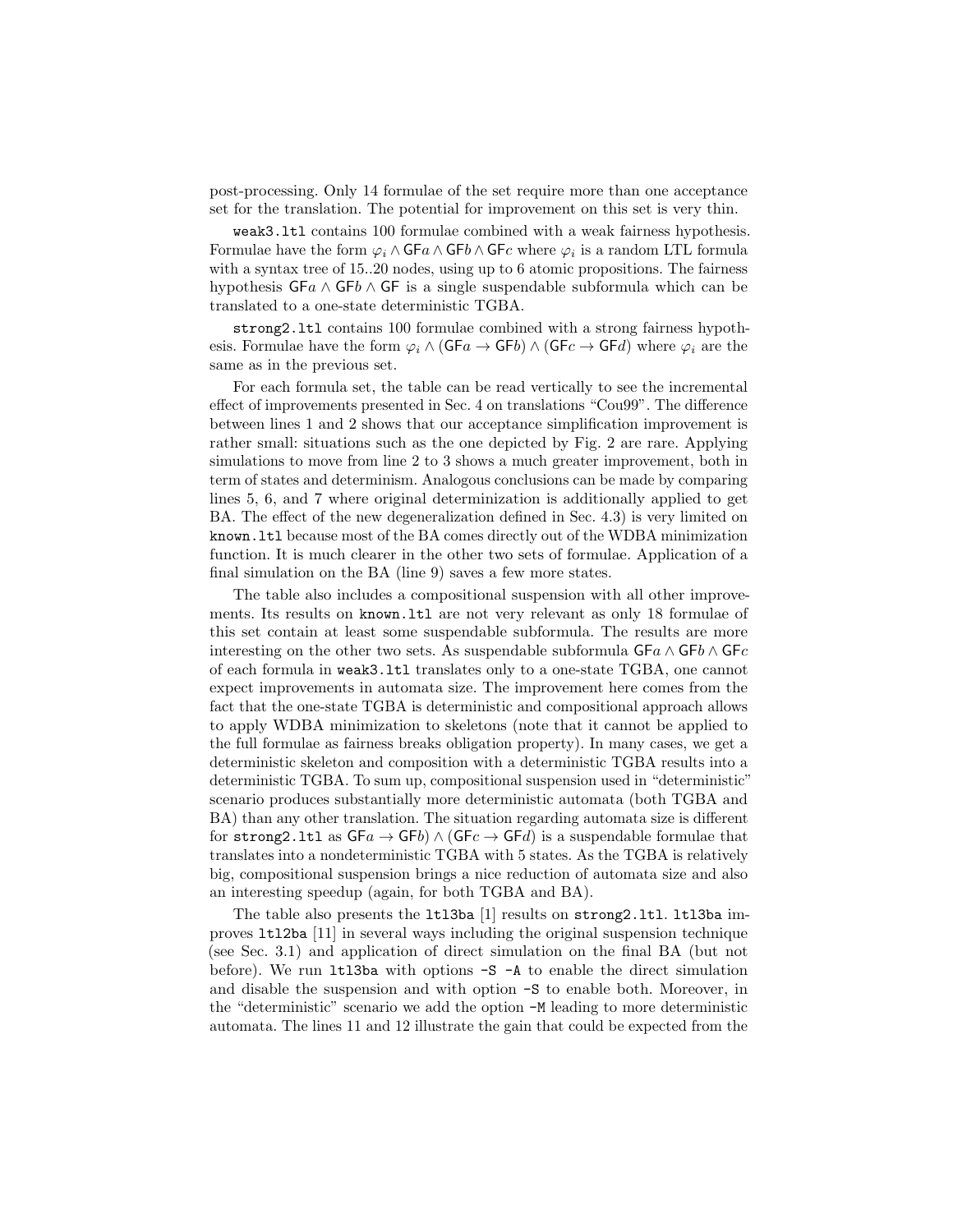post-processing. Only 14 formulae of the set require more than one acceptance set for the translation. The potential for improvement on this set is very thin.

`weak3.ltl` contains 100 formulae combined with a weak fairness hypothesis. Formulae have the form $\varphi_i \wedge \mathsf{GF}a \wedge \mathsf{GF}b \wedge \mathsf{GF}c$ where $\varphi_i$ is a random LTL formula with a syntax tree of 15..20 nodes, using up to 6 atomic propositions. The fairness hypothesis $\mathsf{GF}a \wedge \mathsf{GF}b \wedge \mathsf{GF}$ is a single suspendable subformula which can be translated to a one-state deterministic TGBA.

`strong2.ltl` contains 100 formulae combined with a strong fairness hypothesis. Formulae have the form $\varphi_i \wedge (\mathsf{GF}a \rightarrow \mathsf{GF}b) \wedge (\mathsf{GF}c \rightarrow \mathsf{GF}d)$ where $\varphi_i$ are the same as in the previous set.

For each formula set, the table can be read vertically to see the incremental effect of improvements presented in Sec. 4 on translations "Cou99". The difference between lines 1 and 2 shows that our acceptance simplification improvement is rather small: situations such as the one depicted by Fig. 2 are rare. Applying simulations to move from line 2 to 3 shows a much greater improvement, both in term of states and determinism. Analogous conclusions can be made by comparing lines 5, 6, and 7 where original determinization is additionally applied to get BA. The effect of the new degeneralization defined in Sec. 4.3) is very limited on `known.ltl` because most of the BA comes directly out of the WDBA minimization function. It is much clearer in the other two sets of formulae. Application of a final simulation on the BA (line 9) saves a few more states.

The table also includes a compositional suspension with all other improvements. Its results on `known.ltl` are not very relevant as only 18 formulae of this set contain at least some suspendable subformula. The results are more interesting on the other two sets. As suspendable subformula $\mathsf{GF}a \wedge \mathsf{GF}b \wedge \mathsf{GF}c$ of each formula in `weak3.ltl` translates only to a one-state TGBA, one cannot expect improvements in automata size. The improvement here comes from the fact that the one-state TGBA is deterministic and compositional approach allows to apply WDBA minimization to skeletons (note that it cannot be applied to the full formulae as fairness breaks obligation property). In many cases, we get a deterministic skeleton and composition with a deterministic TGBA results into a deterministic TGBA. To sum up, compositional suspension used in "deterministic" scenario produces substantially more deterministic automata (both TGBA and BA) than any other translation. The situation regarding automata size is different for `strong2.ltl` as $\mathsf{GF}a \rightarrow \mathsf{GF}b) \wedge (\mathsf{GF}c \rightarrow \mathsf{GF}d)$ is a suspendable formulae that translates into a nondeterministic TGBA with 5 states. As the TGBA is relatively big, compositional suspension brings a nice reduction of automata size and also an interesting speedup (again, for both TGBA and BA).

The table also presents the `ltl3ba` [1] results on `strong2.ltl`. `ltl3ba` improves `ltl2ba` [11] in several ways including the original suspension technique (see Sec. 3.1) and application of direct simulation on the final BA (but not before). We run `ltl3ba` with options `-S -A` to enable the direct simulation and disable the suspension and with option `-S` to enable both. Moreover, in the "deterministic" scenario we add the option `-M` leading to more deterministic automata. The lines 11 and 12 illustrate the gain that could be expected from the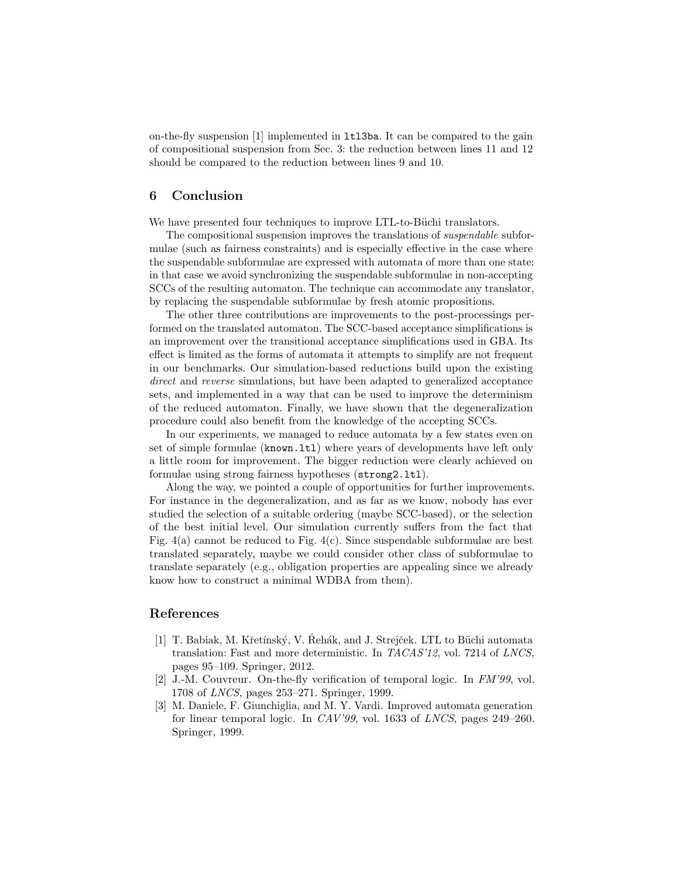on-the-fly suspension [1] implemented in `ltl3ba`. It can be compared to the gain of compositional suspension from Sec. 3: the reduction between lines 11 and 12 should be compared to the reduction between lines 9 and 10.

## 6 Conclusion

We have presented four techniques to improve LTL-to-Büchi translators.

The compositional suspension improves the translations of *suspendable* subformulae (such as fairness constraints) and is especially effective in the case where the suspendable subformulae are expressed with automata of more than one state: in that case we avoid synchronizing the suspendable subformulae in non-accepting SCCs of the resulting automaton. The technique can accommodate any translator, by replacing the suspendable subformulae by fresh atomic propositions.

The other three contributions are improvements to the post-processings performed on the translated automaton. The SCC-based acceptance simplifications is an improvement over the transitional acceptance simplifications used in GBA. Its effect is limited as the forms of automata it attempts to simplify are not frequent in our benchmarks. Our simulation-based reductions build upon the existing *direct* and *reverse* simulations, but have been adapted to generalized acceptance sets, and implemented in a way that can be used to improve the determinism of the reduced automaton. Finally, we have shown that the degeneralization procedure could also benefit from the knowledge of the accepting SCCs.

In our experiments, we managed to reduce automata by a few states even on set of simple formulae (`known.ltl`) where years of developments have left only a little room for improvement. The bigger reduction were clearly achieved on formulae using strong fairness hypotheses (`strong2.ltl`).

Along the way, we pointed a couple of opportunities for further improvements. For instance in the degeneralization, and as far as we know, nobody has ever studied the selection of a suitable ordering (maybe SCC-based), or the selection of the best initial level. Our simulation currently suffers from the fact that Fig. 4(a) cannot be reduced to Fig. 4(c). Since suspendable subformulae are best translated separately, maybe we could consider other class of subformulae to translate separately (e.g., obligation properties are appealing since we already know how to construct a minimal WDBA from them).

## References

[1] T. Babiak, M. Křetínský, V. Řehák, and J. Strejček. LTL to Büchi automata translation: Fast and more deterministic. In *TACAS'12*, vol. 7214 of *LNCS*, pages 95–109. Springer, 2012.

[2] J.-M. Couvreur. On-the-fly verification of temporal logic. In *FM'99*, vol. 1708 of *LNCS*, pages 253–271. Springer, 1999.

[3] M. Daniele, F. Giunchiglia, and M. Y. Vardi. Improved automata generation for linear temporal logic. In *CAV'99*, vol. 1633 of *LNCS*, pages 249–260. Springer, 1999.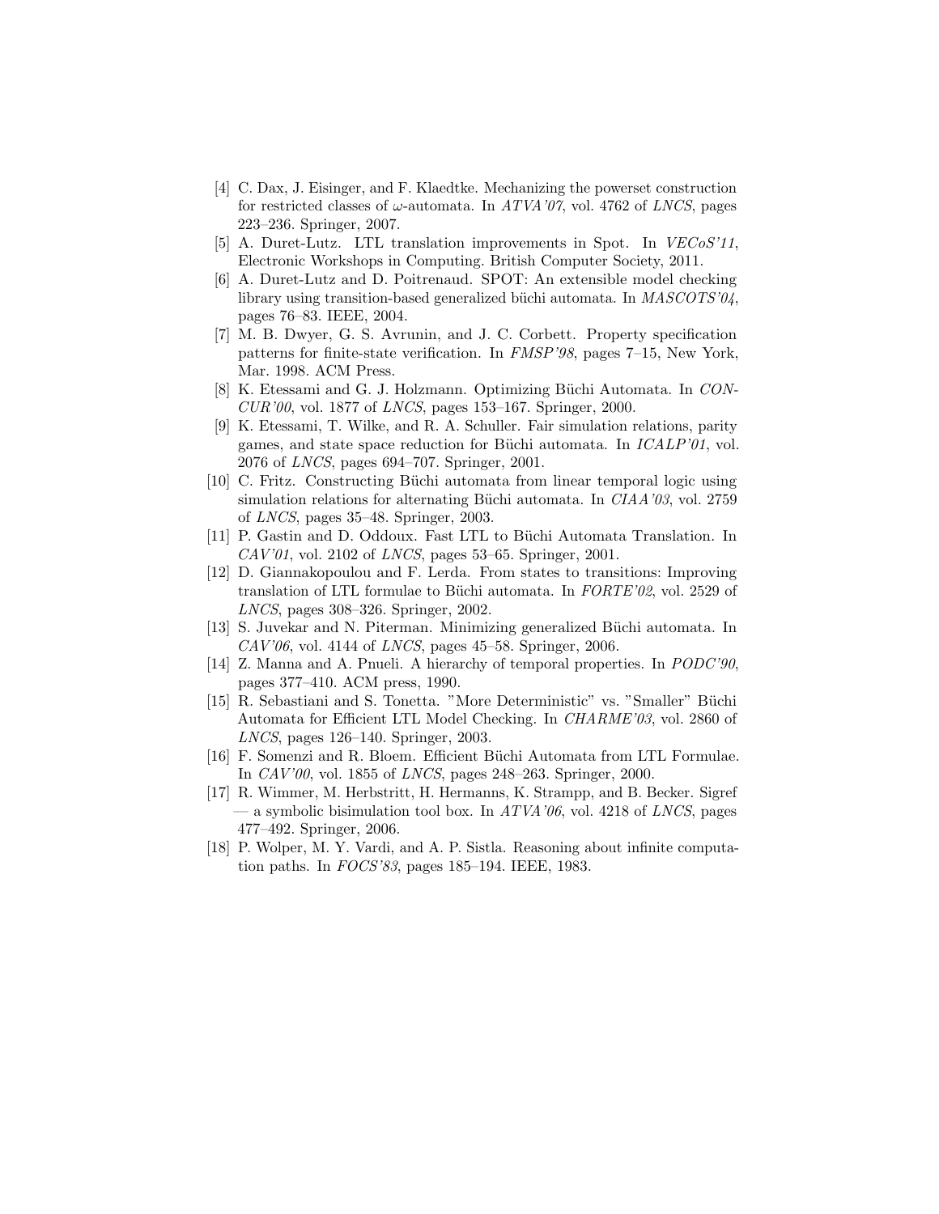[4] C. Dax, J. Eisinger, and F. Klaedtke. Mechanizing the powerset construction for restricted classes of $\omega$-automata. In *ATVA'07*, vol. 4762 of *LNCS*, pages 223–236. Springer, 2007.

[5] A. Duret-Lutz. LTL translation improvements in Spot. In *VECoS'11*, Electronic Workshops in Computing. British Computer Society, 2011.

[6] A. Duret-Lutz and D. Poitrenaud. SPOT: An extensible model checking library using transition-based generalized büchi automata. In *MASCOTS'04*, pages 76–83. IEEE, 2004.

[7] M. B. Dwyer, G. S. Avrunin, and J. C. Corbett. Property specification patterns for finite-state verification. In *FMSP'98*, pages 7–15, New York, Mar. 1998. ACM Press.

[8] K. Etessami and G. J. Holzmann. Optimizing Büchi Automata. In *CONCUR'00*, vol. 1877 of *LNCS*, pages 153–167. Springer, 2000.

[9] K. Etessami, T. Wilke, and R. A. Schuller. Fair simulation relations, parity games, and state space reduction for Büchi automata. In *ICALP'01*, vol. 2076 of *LNCS*, pages 694–707. Springer, 2001.

[10] C. Fritz. Constructing Büchi automata from linear temporal logic using simulation relations for alternating Büchi automata. In *CIAA'03*, vol. 2759 of *LNCS*, pages 35–48. Springer, 2003.

[11] P. Gastin and D. Oddoux. Fast LTL to Büchi Automata Translation. In *CAV'01*, vol. 2102 of *LNCS*, pages 53–65. Springer, 2001.

[12] D. Giannakopoulou and F. Lerda. From states to transitions: Improving translation of LTL formulae to Büchi automata. In *FORTE'02*, vol. 2529 of *LNCS*, pages 308–326. Springer, 2002.

[13] S. Juvekar and N. Piterman. Minimizing generalized Büchi automata. In *CAV'06*, vol. 4144 of *LNCS*, pages 45–58. Springer, 2006.

[14] Z. Manna and A. Pnueli. A hierarchy of temporal properties. In *PODC'90*, pages 377–410. ACM press, 1990.

[15] R. Sebastiani and S. Tonetta. "More Deterministic" vs. "Smaller" Büchi Automata for Efficient LTL Model Checking. In *CHARME'03*, vol. 2860 of *LNCS*, pages 126–140. Springer, 2003.

[16] F. Somenzi and R. Bloem. Efficient Büchi Automata from LTL Formulae. In *CAV'00*, vol. 1855 of *LNCS*, pages 248–263. Springer, 2000.

[17] R. Wimmer, M. Herbstritt, H. Hermanns, K. Strampp, and B. Becker. Sigref — a symbolic bisimulation tool box. In *ATVA'06*, vol. 4218 of *LNCS*, pages 477–492. Springer, 2006.

[18] P. Wolper, M. Y. Vardi, and A. P. Sistla. Reasoning about infinite computation paths. In *FOCS'83*, pages 185–194. IEEE, 1983.